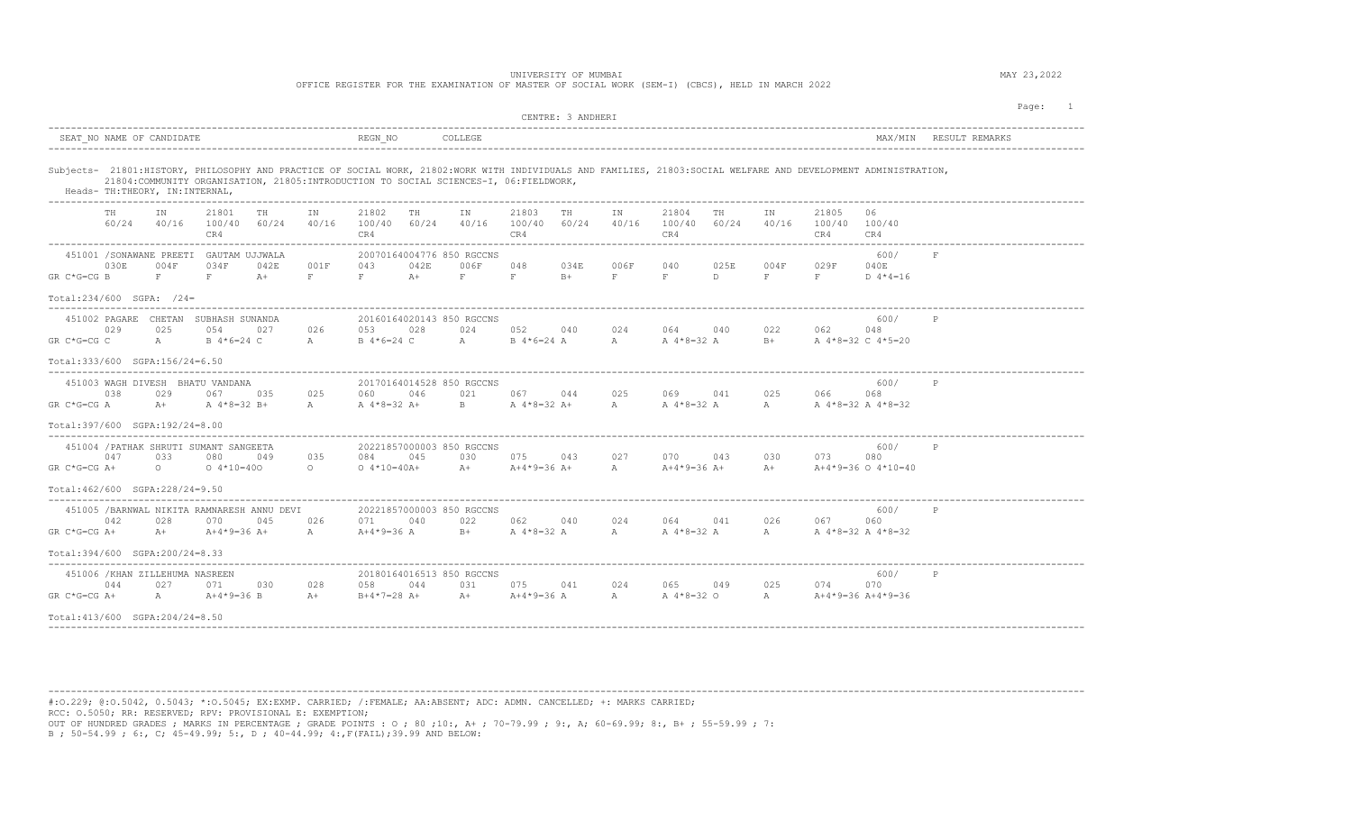UNIVERSITY OF MUMBAI

OFFICE REGISTER FOR THE EXAMINATION OF MASTER OF SOCIAL WORK (SEM-I) (CBCS), HELD IN MARCH 2022

MAY 23,2022

CENTRE: 3 ANDHERI

| SEAT_NO NAME OF CANDIDATE | REGN_NO | COLLEGE | MAX/MIN | RESULT REMARKS |
|---|---|---|---|---|

Subjects- 21801:HISTORY, PHILOSOPHY AND PRACTICE OF SOCIAL WORK, 21802:WORK WITH INDIVIDUALS AND FAMILIES, 21803:SOCIAL WELFARE AND DEVELOPMENT ADMINISTRATION, 21804:COMMUNITY ORGANISATION, 21805:INTRODUCTION TO SOCIAL SCIENCES-I, 06:FIELDWORK,

Heads- TH:THEORY, IN:INTERNAL,

| | TH 60/24 | IN 40/16 | 21801 100/40 CR4 | TH 60/24 | IN 40/16 | 21802 100/40 CR4 | TH 60/24 | IN 40/16 | 21803 100/40 CR4 | TH 60/24 | IN 40/16 | 21804 100/40 CR4 | TH 60/24 | IN 40/16 | 21805 100/40 CR4 | 06 100/40 CR4 | | |
|---|---|---|---|---|---|---|---|---|---|---|---|---|---|---|---|---|---|---|
| 451001 /SONAWANE PREETI GAUTAM UJJWALA — 20070164004776 850 RGCCNS | 030E | 004F | 034F | 042E | 001F | 043 | 042E | 006F | 048 | 034E | 006F | 040 | 025E | 004F | 029F | 040E | 600/ | F |
| GR C*G=CG | B | F | F | A+ | F | F | A+ | F | F | B+ | F | F | D | F | F | D 4*4=16 | | |
| Total:234/600 SGPA: /24= | | | | | | | | | | | | | | | | | | |
| 451002 PAGARE CHETAN SUBHASH SUNANDA — 20160164020143 850 RGCCNS | 029 | 025 | 054 | 027 | 026 | 053 | 028 | 024 | 052 | 040 | 024 | 064 | 040 | 022 | 062 | 048 | 600/ | P |
| GR C*G=CG | C | A | B 4*6=24 | C | A | B 4*6=24 | C | A | B 4*6=24 | A | A | A 4*8=32 | A | B+ | A 4*8=32 | C 4*5=20 | | |
| Total:333/600 SGPA:156/24=6.50 | | | | | | | | | | | | | | | | | | |
| 451003 WAGH DIVESH BHATU VANDANA — 20170164014528 850 RGCCNS | 038 | 029 | 067 | 035 | 025 | 060 | 046 | 021 | 067 | 044 | 025 | 069 | 041 | 025 | 066 | 068 | 600/ | P |
| GR C*G=CG | A | A+ | A 4*8=32 | B+ | A | A 4*8=32 | A+ | B | A 4*8=32 | A+ | A | A 4*8=32 | A | A | A 4*8=32 | A 4*8=32 | | |
| Total:397/600 SGPA:192/24=8.00 | | | | | | | | | | | | | | | | | | |
| 451004 /PATHAK SHRUTI SUMANT SANGEETA — 20221857000003 850 RGCCNS | 047 | 033 | 080 | 049 | 035 | 084 | 045 | 030 | 075 | 043 | 027 | 070 | 043 | 030 | 073 | 080 | 600/ | P |
| GR C*G=CG | A+ | O | O 4*10=40 | O | O | O 4*10=40 | A+ | A+ | A+4*9=36 | A+ | A | A+4*9=36 | A+ | A+ | A+4*9=36 | O 4*10=40 | | |
| Total:462/600 SGPA:228/24=9.50 | | | | | | | | | | | | | | | | | | |
| 451005 /BARNWAL NIKITA RAMNARESH ANNU DEVI — 20221857000003 850 RGCCNS | 042 | 028 | 070 | 045 | 026 | 071 | 040 | 022 | 062 | 040 | 024 | 064 | 041 | 026 | 067 | 060 | 600/ | P |
| GR C*G=CG | A+ | A+ | A+4*9=36 | A+ | A | A+4*9=36 | A | B+ | A 4*8=32 | A | A | A 4*8=32 | A | A | A 4*8=32 | A 4*8=32 | | |
| Total:394/600 SGPA:200/24=8.33 | | | | | | | | | | | | | | | | | | |
| 451006 /KHAN ZILLEHUMA NASREEN — 20180164016513 850 RGCCNS | 044 | 027 | 071 | 030 | 028 | 058 | 044 | 031 | 075 | 041 | 024 | 065 | 049 | 025 | 074 | 070 | 600/ | P |
| GR C*G=CG | A+ | A | A+4*9=36 | B | A+ | B+4*7=28 | A+ | A+ | A+4*9=36 | A | A | A 4*8=32 | O | A | A+4*9=36 | A+4*9=36 | | |
| Total:413/600 SGPA:204/24=8.50 | | | | | | | | | | | | | | | | | | |

#:O.229; @:O.5042, 0.5043; *:O.5045; EX:EXMP. CARRIED; /:FEMALE; AA:ABSENT; ADC: ADMN. CANCELLED; +: MARKS CARRIED;
RCC: O.5050; RR: RESERVED; RPV: PROVISIONAL E: EXEMPTION;
OUT OF HUNDRED GRADES ; MARKS IN PERCENTAGE ; GRADE POINTS : O ; 80 ;10:, A+ ; 70-79.99 ; 9:, A; 60-69.99; 8:, B+ ; 55-59.99 ; 7:
B ; 50-54.99 ; 6:, C; 45-49.99; 5:, D ; 40-44.99; 4:,F(FAIL);39.99 AND BELOW: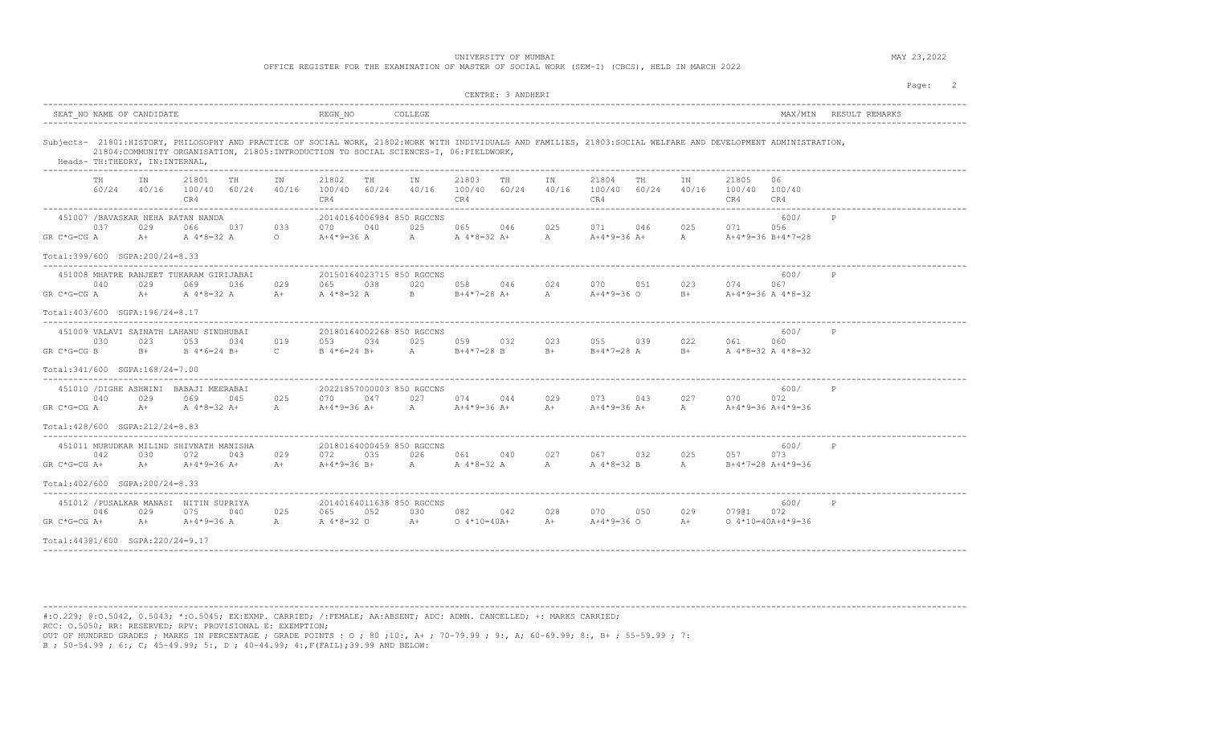UNIVERSITY OF MUMBAI

OFFICE REGISTER FOR THE EXAMINATION OF MASTER OF SOCIAL WORK (SEM-I) (CBCS), HELD IN MARCH 2022

MAY 23,2022

CENTRE: 3 ANDHERI

| SEAT_NO | NAME OF CANDIDATE | REGN_NO | COLLEGE | MAX/MIN | RESULT | REMARKS |
|---|---|---|---|---|---|---|

Subjects- 21801:HISTORY, PHILOSOPHY AND PRACTICE OF SOCIAL WORK, 21802:WORK WITH INDIVIDUALS AND FAMILIES, 21803:SOCIAL WELFARE AND DEVELOPMENT ADMINISTRATION, 21804:COMMUNITY ORGANISATION, 21805:INTRODUCTION TO SOCIAL SCIENCES-I, 06:FIELDWORK,

Heads- TH:THEORY, IN:INTERNAL,

| | TH 60/24 | IN 40/16 | 21801 100/40 CR4 | TH 60/24 | IN 40/16 | 21802 100/40 CR4 | TH 60/24 | IN 40/16 | 21803 100/40 CR4 | TH 60/24 | IN 40/16 | 21804 100/40 CR4 | TH 60/24 | IN 40/16 | 21805 100/40 CR4 | 06 100/40 CR4 | MAX/MIN | RESULT |
|---|---|---|---|---|---|---|---|---|---|---|---|---|---|---|---|---|---|---|
| 451007 /BAVASKAR NEHA RATAN NANDA — 20140164006984 850 RGCCNS | 037 | 029 | 066 | 037 | 033 | 070 | 040 | 025 | 065 | 046 | 025 | 071 | 046 | 025 | 071 | 056 | 600/ | P |
| GR C*G=CG | A | A+ | A 4*8=32 | A | O | A+4*9=36 | A | A | A 4*8=32 | A+ | A | A+4*9=36 | A+ | A | A+4*9=36 | B+4*7=28 | | |
| Total:399/600 SGPA:200/24=8.33 | | | | | | | | | | | | | | | | | | |
| 451008 MHATRE RANJEET TUKARAM GIRIJABAI — 20150164023715 850 RGCCNS | 040 | 029 | 069 | 036 | 029 | 065 | 038 | 020 | 058 | 046 | 024 | 070 | 051 | 023 | 074 | 067 | 600/ | P |
| GR C*G=CG | A | A+ | A 4*8=32 | A | A+ | A 4*8=32 | A | B | B+4*7=28 | A+ | A | A+4*9=36 | O | B+ | A+4*9=36 | A 4*8=32 | | |
| Total:403/600 SGPA:196/24=8.17 | | | | | | | | | | | | | | | | | | |
| 451009 VALAVI SAINATH LAHANU SINDHUBAI — 20180164002268 850 RGCCNS | 030 | 023 | 053 | 034 | 019 | 053 | 034 | 025 | 059 | 032 | 023 | 055 | 039 | 022 | 061 | 060 | 600/ | P |
| GR C*G=CG | B | B+ | B 4*6=24 | B+ | C | B 4*6=24 | B+ | A | B+4*7=28 | B | B+ | B+4*7=28 | A | B+ | A 4*8=32 | A 4*8=32 | | |
| Total:341/600 SGPA:168/24=7.00 | | | | | | | | | | | | | | | | | | |
| 451010 /DIGHE ASHWINI BABAJI MEERABAI — 20221857000003 850 RGCCNS | 040 | 029 | 069 | 045 | 025 | 070 | 047 | 027 | 074 | 044 | 029 | 073 | 043 | 027 | 070 | 072 | 600/ | P |
| GR C*G=CG | A | A+ | A 4*8=32 | A+ | A | A+4*9=36 | A+ | A | A+4*9=36 | A+ | A+ | A+4*9=36 | A+ | A | A+4*9=36 | A+4*9=36 | | |
| Total:428/600 SGPA:212/24=8.83 | | | | | | | | | | | | | | | | | | |
| 451011 MURUDKAR MILIND SHIVNATH MANISHA — 20180164000459 850 RGCCNS | 042 | 030 | 072 | 043 | 029 | 072 | 035 | 026 | 061 | 040 | 027 | 067 | 032 | 025 | 057 | 073 | 600/ | P |
| GR C*G=CG | A+ | A+ | A+4*9=36 | A+ | A+ | A+4*9=36 | B+ | A | A 4*8=32 | A | A | A 4*8=32 | B | A | B+4*7=28 | A+4*9=36 | | |
| Total:402/600 SGPA:200/24=8.33 | | | | | | | | | | | | | | | | | | |
| 451012 /PUSALKAR MANASI NITIN SUPRIYA — 20140164011638 850 RGCCNS | 046 | 029 | 075 | 040 | 025 | 065 | 052 | 030 | 082 | 042 | 028 | 070 | 050 | 029 | 079@1 | 072 | 600/ | P |
| GR C*G=CG | A+ | A+ | A+4*9=36 | A | A | A 4*8=32 | O | A+ | O 4*10=40 | A+ | A+ | A+4*9=36 | O | A+ | O 4*10=40 | A+4*9=36 | | |
| Total:443@1/600 SGPA:220/24=9.17 | | | | | | | | | | | | | | | | | | |

#:O.229; @:O.5042, 0.5043; *:O.5045; EX:EXMP. CARRIED; /:FEMALE; AA:ABSENT; ADC: ADMN. CANCELLED; +: MARKS CARRIED;
RCC: O.5050; RR: RESERVED; RPV: PROVISIONAL E: EXEMPTION;
OUT OF HUNDRED GRADES ; MARKS IN PERCENTAGE ; GRADE POINTS : O ; 80 ;10:, A+ ; 70-79.99 ; 9:, A; 60-69.99; 8:, B+ ; 55-59.99 ; 7:
B ; 50-54.99 ; 6:, C; 45-49.99; 5:, D ; 40-44.99; 4:,F(FAIL);39.99 AND BELOW: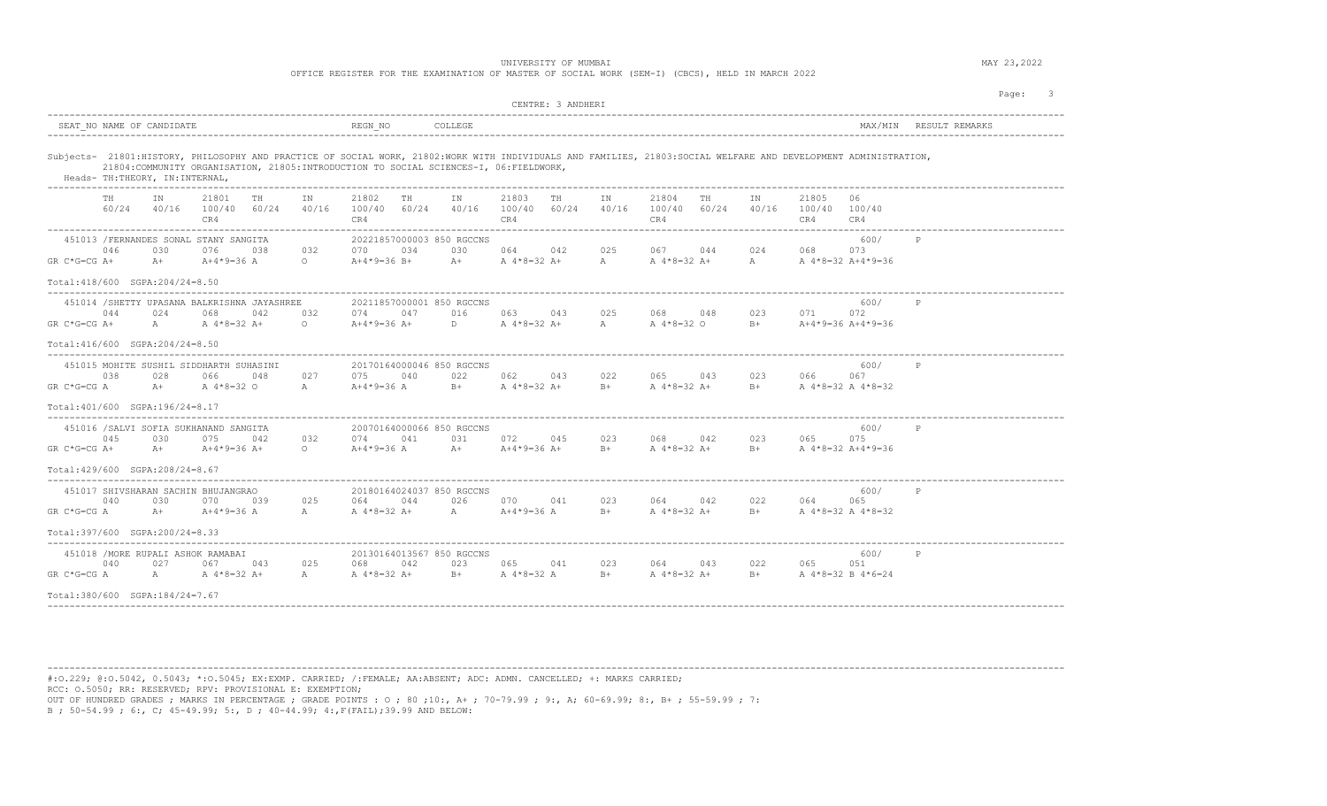UNIVERSITY OF MUMBAI

OFFICE REGISTER FOR THE EXAMINATION OF MASTER OF SOCIAL WORK (SEM-I) (CBCS), HELD IN MARCH 2022

MAY 23,2022

CENTRE: 3 ANDHERI

| SEAT_NO NAME OF CANDIDATE | REGN_NO | COLLEGE | MAX/MIN | RESULT REMARKS |
|---|---|---|---|---|

Subjects- 21801:HISTORY, PHILOSOPHY AND PRACTICE OF SOCIAL WORK, 21802:WORK WITH INDIVIDUALS AND FAMILIES, 21803:SOCIAL WELFARE AND DEVELOPMENT ADMINISTRATION, 21804:COMMUNITY ORGANISATION, 21805:INTRODUCTION TO SOCIAL SCIENCES-I, 06:FIELDWORK,

Heads- TH:THEORY, IN:INTERNAL,

| | TH 60/24 | IN 40/16 | 21801 100/40 CR4 | TH 60/24 | IN 40/16 | 21802 100/40 CR4 | TH 60/24 | IN 40/16 | 21803 100/40 CR4 | TH 60/24 | IN 40/16 | 21804 100/40 CR4 | TH 60/24 | IN 40/16 | 21805 100/40 CR4 | 06 100/40 CR4 | MAX/MIN | RESULT |
|---|---|---|---|---|---|---|---|---|---|---|---|---|---|---|---|---|---|---|
| 451013 /FERNANDES SONAL STANY SANGITA — 20221857000003 850 RGCCNS | 046 | 030 | 076 | 038 | 032 | 070 | 034 | 030 | 064 | 042 | 025 | 067 | 044 | 024 | 068 | 073 | 600/ | P |
| GR C*G=CG | A+ | A+ | A+4*9=36 | A | O | A+4*9=36 | B+ | A+ | A 4*8=32 | A+ | A | A 4*8=32 | A+ | A | A 4*8=32 | A+4*9=36 | | |
| Total:418/600 SGPA:204/24=8.50 | | | | | | | | | | | | | | | | | | |
| 451014 /SHETTY UPASANA BALKRISHNA JAYASHREE — 20211857000001 850 RGCCNS | 044 | 024 | 068 | 042 | 032 | 074 | 047 | 016 | 063 | 043 | 025 | 068 | 048 | 023 | 071 | 072 | 600/ | P |
| GR C*G=CG | A+ | A | A 4*8=32 | A+ | O | A+4*9=36 | A+ | D | A 4*8=32 | A+ | A | A 4*8=32 | O | B+ | A+4*9=36 | A+4*9=36 | | |
| Total:416/600 SGPA:204/24=8.50 | | | | | | | | | | | | | | | | | | |
| 451015 MOHITE SUSHIL SIDDHARTH SUHASINI — 20170164000046 850 RGCCNS | 038 | 028 | 066 | 048 | 027 | 075 | 040 | 022 | 062 | 043 | 022 | 065 | 043 | 023 | 066 | 067 | 600/ | P |
| GR C*G=CG | A | A+ | A 4*8=32 | O | A | A+4*9=36 | A | B+ | A 4*8=32 | A+ | B+ | A 4*8=32 | A+ | B+ | A 4*8=32 | A 4*8=32 | | |
| Total:401/600 SGPA:196/24=8.17 | | | | | | | | | | | | | | | | | | |
| 451016 /SALVI SOFIA SUKHANAND SANGITA — 20070164000066 850 RGCCNS | 045 | 030 | 075 | 042 | 032 | 074 | 041 | 031 | 072 | 045 | 023 | 068 | 042 | 023 | 065 | 075 | 600/ | P |
| GR C*G=CG | A+ | A+ | A+4*9=36 | A+ | O | A+4*9=36 | A | A+ | A+4*9=36 | A+ | B+ | A 4*8=32 | A+ | B+ | A 4*8=32 | A+4*9=36 | | |
| Total:429/600 SGPA:208/24=8.67 | | | | | | | | | | | | | | | | | | |
| 451017 SHIVSHARAN SACHIN BHUJANGRAO — 20180164024037 850 RGCCNS | 040 | 030 | 070 | 039 | 025 | 064 | 044 | 026 | 070 | 041 | 023 | 064 | 042 | 022 | 064 | 065 | 600/ | P |
| GR C*G=CG | A | A+ | A+4*9=36 | A | A | A 4*8=32 | A+ | A | A+4*9=36 | A | B+ | A 4*8=32 | A+ | B+ | A 4*8=32 | A 4*8=32 | | |
| Total:397/600 SGPA:200/24=8.33 | | | | | | | | | | | | | | | | | | |
| 451018 /MORE RUPALI ASHOK RAMABAI — 20130164013567 850 RGCCNS | 040 | 027 | 067 | 043 | 025 | 068 | 042 | 023 | 065 | 041 | 023 | 064 | 043 | 022 | 065 | 051 | 600/ | P |
| GR C*G=CG | A | A | A 4*8=32 | A+ | A | A 4*8=32 | A+ | B+ | A 4*8=32 | A | B+ | A 4*8=32 | A+ | B+ | A 4*8=32 | B 4*6=24 | | |
| Total:380/600 SGPA:184/24=7.67 | | | | | | | | | | | | | | | | | | |

#:O.229; @:O.5042, 0.5043; *:O.5045; EX:EXMP. CARRIED; /:FEMALE; AA:ABSENT; ADC: ADMN. CANCELLED; +: MARKS CARRIED;
RCC: O.5050; RR: RESERVED; RPV: PROVISIONAL E: EXEMPTION;
OUT OF HUNDRED GRADES ; MARKS IN PERCENTAGE ; GRADE POINTS : O ; 80 ;10:, A+ ; 70-79.99 ; 9:, A; 60-69.99; 8:, B+ ; 55-59.99 ; 7:
B ; 50-54.99 ; 6:, C; 45-49.99; 5:, D ; 40-44.99; 4:,F(FAIL);39.99 AND BELOW: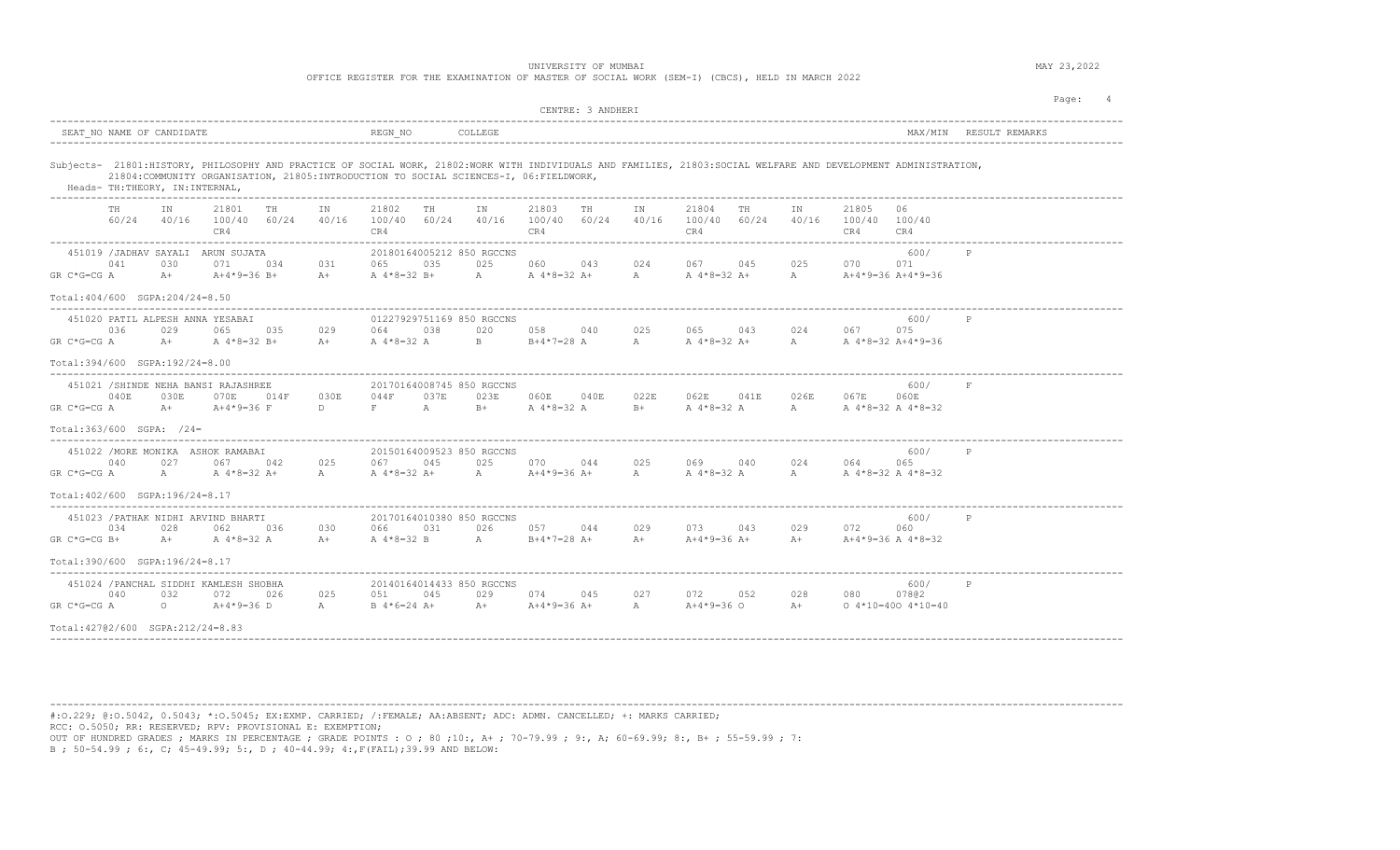UNIVERSITY OF MUMBAI

OFFICE REGISTER FOR THE EXAMINATION OF MASTER OF SOCIAL WORK (SEM-I) (CBCS), HELD IN MARCH 2022

MAY 23,2022

CENTRE: 3 ANDHERI

| SEAT_NO NAME OF CANDIDATE | REGN_NO | COLLEGE | MAX/MIN | RESULT REMARKS |
|---|---|---|---|---|

Subjects- 21801:HISTORY, PHILOSOPHY AND PRACTICE OF SOCIAL WORK, 21802:WORK WITH INDIVIDUALS AND FAMILIES, 21803:SOCIAL WELFARE AND DEVELOPMENT ADMINISTRATION, 21804:COMMUNITY ORGANISATION, 21805:INTRODUCTION TO SOCIAL SCIENCES-I, 06:FIELDWORK,

Heads- TH:THEORY, IN:INTERNAL,

| | TH 60/24 | IN 40/16 | 21801 100/40 CR4 | TH 60/24 | IN 40/16 | 21802 100/40 CR4 | TH 60/24 | IN 40/16 | 21803 100/40 CR4 | TH 60/24 | IN 40/16 | 21804 100/40 CR4 | TH 60/24 | IN 40/16 | 21805 100/40 CR4 | 06 100/40 CR4 | MAX/MIN | RESULT |
|---|---|---|---|---|---|---|---|---|---|---|---|---|---|---|---|---|---|---|
| 451019 /JADHAV SAYALI ARUN SUJATA — 20180164005212 850 RGCCNS | 041 | 030 | 071 | 034 | 031 | 065 | 035 | 025 | 060 | 043 | 024 | 067 | 045 | 025 | 070 | 071 | 600/ | P |
| GR C*G=CG | A | A+ | A+4*9=36 | B+ | A+ | A 4*8=32 | B+ | A | A 4*8=32 | A+ | A | A 4*8=32 | A+ | A | A+4*9=36 | A+4*9=36 | | |
| Total:404/600 SGPA:204/24=8.50 | | | | | | | | | | | | | | | | | | |
| 451020 PATIL ALPESH ANNA YESABAI — 01227929751169 850 RGCCNS | 036 | 029 | 065 | 035 | 029 | 064 | 038 | 020 | 058 | 040 | 025 | 065 | 043 | 024 | 067 | 075 | 600/ | P |
| GR C*G=CG | A | A+ | A 4*8=32 | B+ | A+ | A 4*8=32 | A | B | B+4*7=28 | A | A | A 4*8=32 | A+ | A | A 4*8=32 | A+4*9=36 | | |
| Total:394/600 SGPA:192/24=8.00 | | | | | | | | | | | | | | | | | | |
| 451021 /SHINDE NEHA BANSI RAJASHREE — 20170164008745 850 RGCCNS | 040E | 030E | 070E | 014F | 030E | 044F | 037E | 023E | 060E | 040E | 022E | 062E | 041E | 026E | 067E | 060E | 600/ | F |
| GR C*G=CG | A | A+ | A+4*9=36 | F | D | F | A | B+ | A 4*8=32 | A | B+ | A 4*8=32 | A | A | A 4*8=32 | A 4*8=32 | | |
| Total:363/600 SGPA: /24= | | | | | | | | | | | | | | | | | | |
| 451022 /MORE MONIKA ASHOK RAMABAI — 20150164009523 850 RGCCNS | 040 | 027 | 067 | 042 | 025 | 067 | 045 | 025 | 070 | 044 | 025 | 069 | 040 | 024 | 064 | 065 | 600/ | P |
| GR C*G=CG | A | A | A 4*8=32 | A+ | A | A 4*8=32 | A+ | A | A+4*9=36 | A+ | A | A 4*8=32 | A | A | A 4*8=32 | A 4*8=32 | | |
| Total:402/600 SGPA:196/24=8.17 | | | | | | | | | | | | | | | | | | |
| 451023 /PATHAK NIDHI ARVIND BHARTI — 20170164010380 850 RGCCNS | 034 | 028 | 062 | 036 | 030 | 066 | 031 | 026 | 057 | 044 | 029 | 073 | 043 | 029 | 072 | 060 | 600/ | P |
| GR C*G=CG | B+ | A+ | A 4*8=32 | A | A+ | A 4*8=32 | B | A | B+4*7=28 | A+ | A+ | A+4*9=36 | A+ | A+ | A+4*9=36 | A 4*8=32 | | |
| Total:390/600 SGPA:196/24=8.17 | | | | | | | | | | | | | | | | | | |
| 451024 /PANCHAL SIDDHI KAMLESH SHOBHA — 20140164014433 850 RGCCNS | 040 | 032 | 072 | 026 | 025 | 051 | 045 | 029 | 074 | 045 | 027 | 072 | 052 | 028 | 080 | 078@2 | 600/ | P |
| GR C*G=CG | A | O | A+4*9=36 | D | A | B 4*6=24 | A+ | A+ | A+4*9=36 | A+ | A | A+4*9=36 | O | A+ | O 4*10=40 | O 4*10=40 | | |
| Total:427@2/600 SGPA:212/24=8.83 | | | | | | | | | | | | | | | | | | |

#:O.229; @:O.5042, 0.5043; *:O.5045; EX:EXMP. CARRIED; /:FEMALE; AA:ABSENT; ADC: ADMN. CANCELLED; +: MARKS CARRIED;
RCC: O.5050; RR: RESERVED; RPV: PROVISIONAL E: EXEMPTION;
OUT OF HUNDRED GRADES ; MARKS IN PERCENTAGE ; GRADE POINTS : O ; 80 ;10:, A+ ; 70-79.99 ; 9:, A; 60-69.99; 8:, B+ ; 55-59.99 ; 7:
B ; 50-54.99 ; 6:, C; 45-49.99; 5:, D ; 40-44.99; 4:,F(FAIL);39.99 AND BELOW: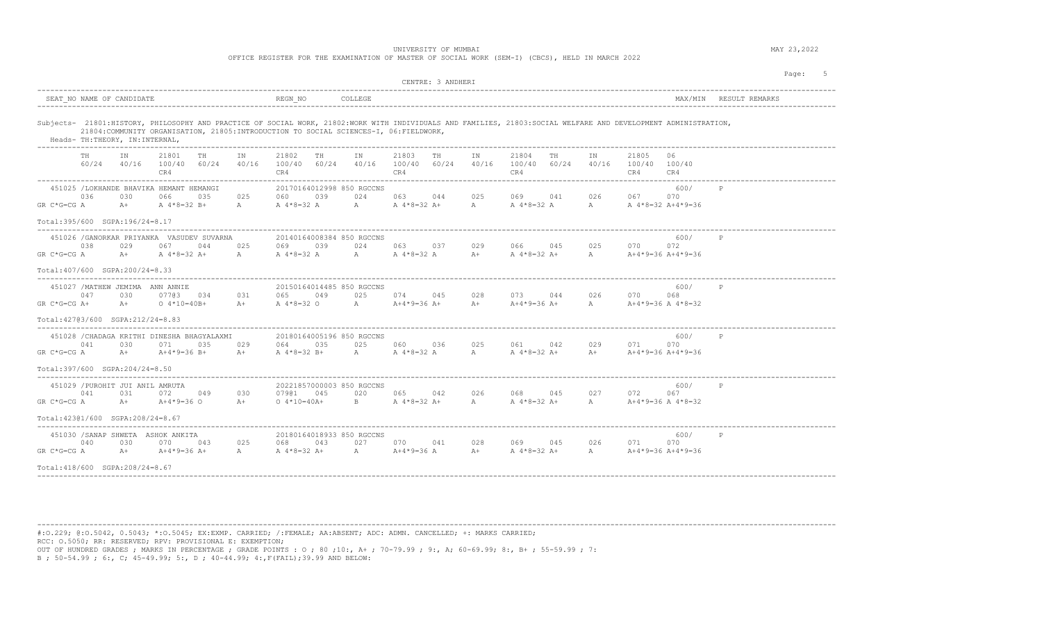UNIVERSITY OF MUMBAI

OFFICE REGISTER FOR THE EXAMINATION OF MASTER OF SOCIAL WORK (SEM-I) (CBCS), HELD IN MARCH 2022

MAY 23,2022

CENTRE: 3 ANDHERI

| SEAT_NO NAME OF CANDIDATE | REGN_NO | COLLEGE | MAX/MIN | RESULT REMARKS |
|---|---|---|---|---|

Subjects- 21801:HISTORY, PHILOSOPHY AND PRACTICE OF SOCIAL WORK, 21802:WORK WITH INDIVIDUALS AND FAMILIES, 21803:SOCIAL WELFARE AND DEVELOPMENT ADMINISTRATION, 21804:COMMUNITY ORGANISATION, 21805:INTRODUCTION TO SOCIAL SCIENCES-I, 06:FIELDWORK,

Heads- TH:THEORY, IN:INTERNAL,

| | TH 60/24 | IN 40/16 | 21801 100/40 CR4 | TH 60/24 | IN 40/16 | 21802 100/40 CR4 | TH 60/24 | IN 40/16 | 21803 100/40 CR4 | TH 60/24 | IN 40/16 | 21804 100/40 CR4 | TH 60/24 | IN 40/16 | 21805 100/40 CR4 | 06 100/40 CR4 | | |
|---|---|---|---|---|---|---|---|---|---|---|---|---|---|---|---|---|---|---|
| 451025 /LOKHANDE BHAVIKA HEMANT HEMANGI | | | | | | 20170164012998 850 RGCCNS | | | | | | | | | | | 600/ | P |
| | 036 | 030 | 066 | 035 | 025 | 060 | 039 | 024 | 063 | 044 | 025 | 069 | 041 | 026 | 067 | 070 | | |
| GR C*G=CG | A | A+ | A 4*8=32 | B+ | A | A 4*8=32 | A | A | A 4*8=32 | A+ | A | A 4*8=32 | A | A | A 4*8=32 | A+4*9=36 | | |
| Total:395/600 SGPA:196/24=8.17 | | | | | | | | | | | | | | | | | | |
| 451026 /GANORKAR PRIYANKA VASUDEV SUVARNA | | | | | | 20140164008384 850 RGCCNS | | | | | | | | | | | 600/ | P |
| | 038 | 029 | 067 | 044 | 025 | 069 | 039 | 024 | 063 | 037 | 029 | 066 | 045 | 025 | 070 | 072 | | |
| GR C*G=CG | A | A+ | A 4*8=32 | A+ | A | A 4*8=32 | A | A | A 4*8=32 | A | A+ | A 4*8=32 | A+ | A | A+4*9=36 | A+4*9=36 | | |
| Total:407/600 SGPA:200/24=8.33 | | | | | | | | | | | | | | | | | | |
| 451027 /MATHEW JEMIMA ANN ANNIE | | | | | | 20150164014485 850 RGCCNS | | | | | | | | | | | 600/ | P |
| | 047 | 030 | 077@3 | 034 | 031 | 065 | 049 | 025 | 074 | 045 | 028 | 073 | 044 | 026 | 070 | 068 | | |
| GR C*G=CG | A+ | A+ | O 4*10=40 | B+ | A+ | A 4*8=32 | O | A | A+4*9=36 | A+ | A+ | A+4*9=36 | A+ | A | A+4*9=36 | A 4*8=32 | | |
| Total:427@3/600 SGPA:212/24=8.83 | | | | | | | | | | | | | | | | | | |
| 451028 /CHADAGA KRITHI DINESHA BHAGYALAXMI | | | | | | 20180164005196 850 RGCCNS | | | | | | | | | | | 600/ | P |
| | 041 | 030 | 071 | 035 | 029 | 064 | 035 | 025 | 060 | 036 | 025 | 061 | 042 | 029 | 071 | 070 | | |
| GR C*G=CG | A | A+ | A+4*9=36 | B+ | A+ | A 4*8=32 | B+ | A | A 4*8=32 | A | A | A 4*8=32 | A+ | A+ | A+4*9=36 | A+4*9=36 | | |
| Total:397/600 SGPA:204/24=8.50 | | | | | | | | | | | | | | | | | | |
| 451029 /PUROHIT JUI ANIL AMRUTA | | | | | | 20221857000003 850 RGCCNS | | | | | | | | | | | 600/ | P |
| | 041 | 031 | 072 | 049 | 030 | 079@1 | 045 | 020 | 065 | 042 | 026 | 068 | 045 | 027 | 072 | 067 | | |
| GR C*G=CG | A | A+ | A+4*9=36 | O | A+ | O 4*10=40 | A+ | B | A 4*8=32 | A+ | A | A 4*8=32 | A+ | A | A+4*9=36 | A 4*8=32 | | |
| Total:423@1/600 SGPA:208/24=8.67 | | | | | | | | | | | | | | | | | | |
| 451030 /SANAP SHWETA ASHOK ANKITA | | | | | | 20180164018933 850 RGCCNS | | | | | | | | | | | 600/ | P |
| | 040 | 030 | 070 | 043 | 025 | 068 | 043 | 027 | 070 | 041 | 028 | 069 | 045 | 026 | 071 | 070 | | |
| GR C*G=CG | A | A+ | A+4*9=36 | A+ | A | A 4*8=32 | A+ | A | A+4*9=36 | A | A+ | A 4*8=32 | A+ | A | A+4*9=36 | A+4*9=36 | | |
| Total:418/600 SGPA:208/24=8.67 | | | | | | | | | | | | | | | | | | |

#:O.229; @:O.5042, 0.5043; *:O.5045; EX:EXMP. CARRIED; /:FEMALE; AA:ABSENT; ADC: ADMN. CANCELLED; +: MARKS CARRIED;
RCC: O.5050; RR: RESERVED; RPV: PROVISIONAL E: EXEMPTION;
OUT OF HUNDRED GRADES ; MARKS IN PERCENTAGE ; GRADE POINTS : O ; 80 ;10:, A+ ; 70-79.99 ; 9:, A; 60-69.99; 8:, B+ ; 55-59.99 ; 7:
B ; 50-54.99 ; 6:, C; 45-49.99; 5:, D ; 40-44.99; 4:,F(FAIL);39.99 AND BELOW: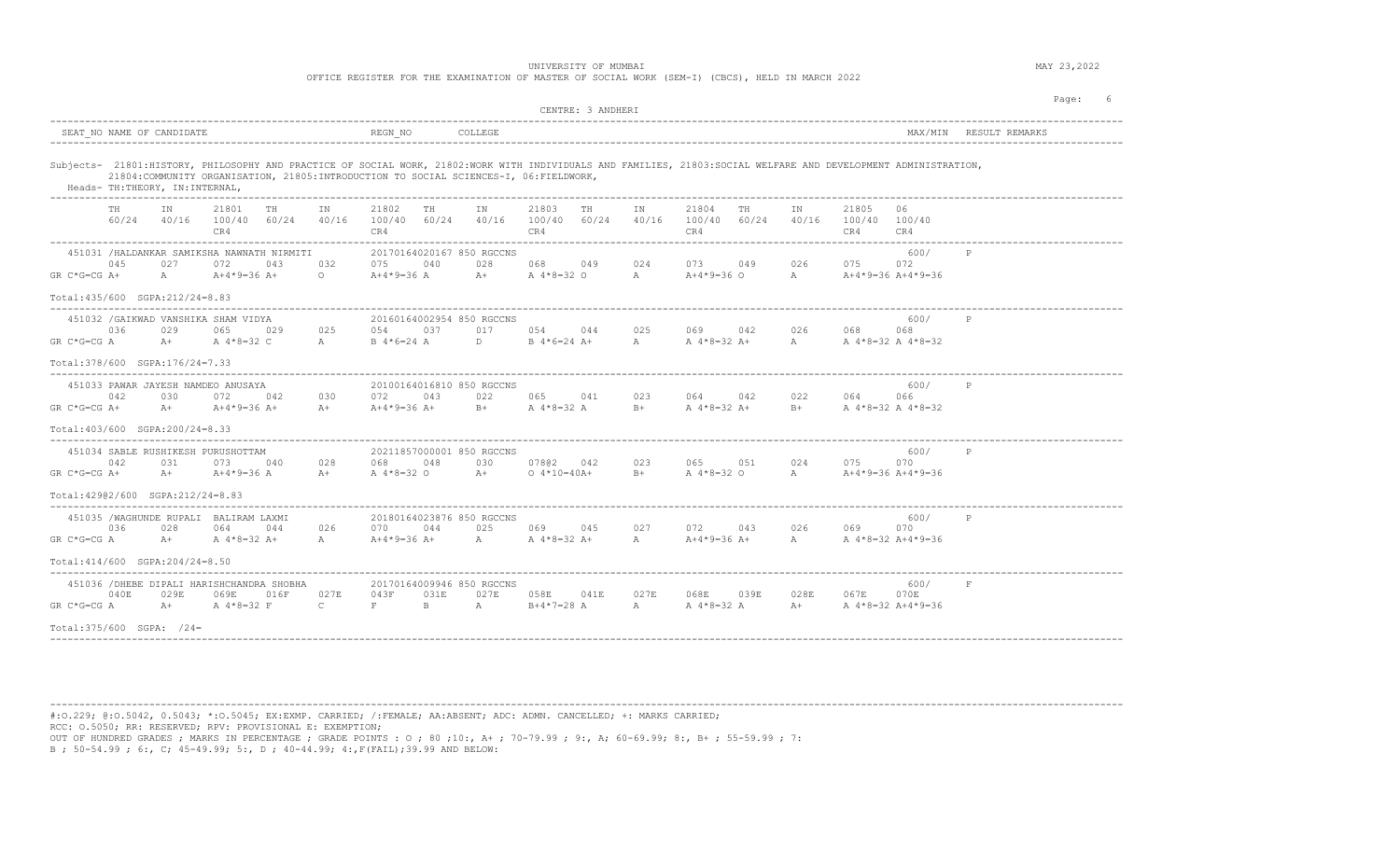UNIVERSITY OF MUMBAI

OFFICE REGISTER FOR THE EXAMINATION OF MASTER OF SOCIAL WORK (SEM-I) (CBCS), HELD IN MARCH 2022

MAY 23,2022

CENTRE: 3 ANDHERI

| SEAT_NO NAME OF CANDIDATE | REGN_NO | COLLEGE | MAX/MIN | RESULT REMARKS |
|---|---|---|---|---|

Subjects- 21801:HISTORY, PHILOSOPHY AND PRACTICE OF SOCIAL WORK, 21802:WORK WITH INDIVIDUALS AND FAMILIES, 21803:SOCIAL WELFARE AND DEVELOPMENT ADMINISTRATION, 21804:COMMUNITY ORGANISATION, 21805:INTRODUCTION TO SOCIAL SCIENCES-I, 06:FIELDWORK,

Heads- TH:THEORY, IN:INTERNAL,

| | TH 60/24 | IN 40/16 | 21801 100/40 CR4 | TH 60/24 | IN 40/16 | 21802 100/40 CR4 | TH 60/24 | IN 40/16 | 21803 100/40 CR4 | TH 60/24 | IN 40/16 | 21804 100/40 CR4 | TH 60/24 | IN 40/16 | 21805 100/40 CR4 | 06 100/40 CR4 | MAX/MIN | RESULT |
|---|---|---|---|---|---|---|---|---|---|---|---|---|---|---|---|---|---|---|
| 451031 /HALDANKAR SAMIKSHA NAWNATH NIRMITI | | | | | | 20170164020167 850 RGCCNS | | | | | | | | | | | 600/ | P |
| | 045 | 027 | 072 | 043 | 032 | 075 | 040 | 028 | 068 | 049 | 024 | 073 | 049 | 026 | 075 | 072 | | |
| GR C*G=CG | A+ | A | A+4*9=36 | A+ | O | A+4*9=36 | A | A+ | A 4*8=32 | O | A | A+4*9=36 | O | A | A+4*9=36 | A+4*9=36 | | |
| Total:435/600 SGPA:212/24=8.83 | | | | | | | | | | | | | | | | | | |
| 451032 /GAIKWAD VANSHIKA SHAM VIDYA | | | | | | 20160164002954 850 RGCCNS | | | | | | | | | | | 600/ | P |
| | 036 | 029 | 065 | 029 | 025 | 054 | 037 | 017 | 054 | 044 | 025 | 069 | 042 | 026 | 068 | 068 | | |
| GR C*G=CG | A | A+ | A 4*8=32 | C | A | B 4*6=24 | A | D | B 4*6=24 | A+ | A | A 4*8=32 | A+ | A | A 4*8=32 | A 4*8=32 | | |
| Total:378/600 SGPA:176/24=7.33 | | | | | | | | | | | | | | | | | | |
| 451033 PAWAR JAYESH NAMDEO ANUSAYA | | | | | | 20100164016810 850 RGCCNS | | | | | | | | | | | 600/ | P |
| | 042 | 030 | 072 | 042 | 030 | 072 | 043 | 022 | 065 | 041 | 023 | 064 | 042 | 022 | 064 | 066 | | |
| GR C*G=CG | A+ | A+ | A+4*9=36 | A+ | A+ | A+4*9=36 | A+ | B+ | A 4*8=32 | A | B+ | A 4*8=32 | A+ | B+ | A 4*8=32 | A 4*8=32 | | |
| Total:403/600 SGPA:200/24=8.33 | | | | | | | | | | | | | | | | | | |
| 451034 SABLE RUSHIKESH PURUSHOTTAM | | | | | | 20211857000001 850 RGCCNS | | | | | | | | | | | 600/ | P |
| | 042 | 031 | 073 | 040 | 028 | 068 | 048 | 030 | 078@2 | 042 | 023 | 065 | 051 | 024 | 075 | 070 | | |
| GR C*G=CG | A+ | A+ | A+4*9=36 | A | A+ | A 4*8=32 | O | A+ | O 4*10=40 | A+ | B+ | A 4*8=32 | O | A | A+4*9=36 | A+4*9=36 | | |
| Total:429@2/600 SGPA:212/24=8.83 | | | | | | | | | | | | | | | | | | |
| 451035 /WAGHUNDE RUPALI BALIRAM LAXMI | | | | | | 20180164023876 850 RGCCNS | | | | | | | | | | | 600/ | P |
| | 036 | 028 | 064 | 044 | 026 | 070 | 044 | 025 | 069 | 045 | 027 | 072 | 043 | 026 | 069 | 070 | | |
| GR C*G=CG | A | A+ | A 4*8=32 | A+ | A | A+4*9=36 | A+ | A | A 4*8=32 | A+ | A | A+4*9=36 | A+ | A | A 4*8=32 | A+4*9=36 | | |
| Total:414/600 SGPA:204/24=8.50 | | | | | | | | | | | | | | | | | | |
| 451036 /DHEBE DIPALI HARISHCHANDRA SHOBHA | | | | | | 20170164009946 850 RGCCNS | | | | | | | | | | | 600/ | F |
| | 040E | 029E | 069E | 016F | 027E | 043F | 031E | 027E | 058E | 041E | 027E | 068E | 039E | 028E | 067E | 070E | | |
| GR C*G=CG | A | A+ | A 4*8=32 | F | C | F | B | A | B+4*7=28 | A | A | A 4*8=32 | A | A+ | A 4*8=32 | A+4*9=36 | | |
| Total:375/600 SGPA: /24= | | | | | | | | | | | | | | | | | | |

#:O.229; @:O.5042, 0.5043; *:O.5045; EX:EXMP. CARRIED; /:FEMALE; AA:ABSENT; ADC: ADMN. CANCELLED; +: MARKS CARRIED;
RCC: O.5050; RR: RESERVED; RPV: PROVISIONAL E: EXEMPTION;
OUT OF HUNDRED GRADES ; MARKS IN PERCENTAGE ; GRADE POINTS : O ; 80 ;10:, A+ ; 70-79.99 ; 9:, A; 60-69.99; 8:, B+ ; 55-59.99 ; 7:
B ; 50-54.99 ; 6:, C; 45-49.99; 5:, D ; 40-44.99; 4:,F(FAIL);39.99 AND BELOW: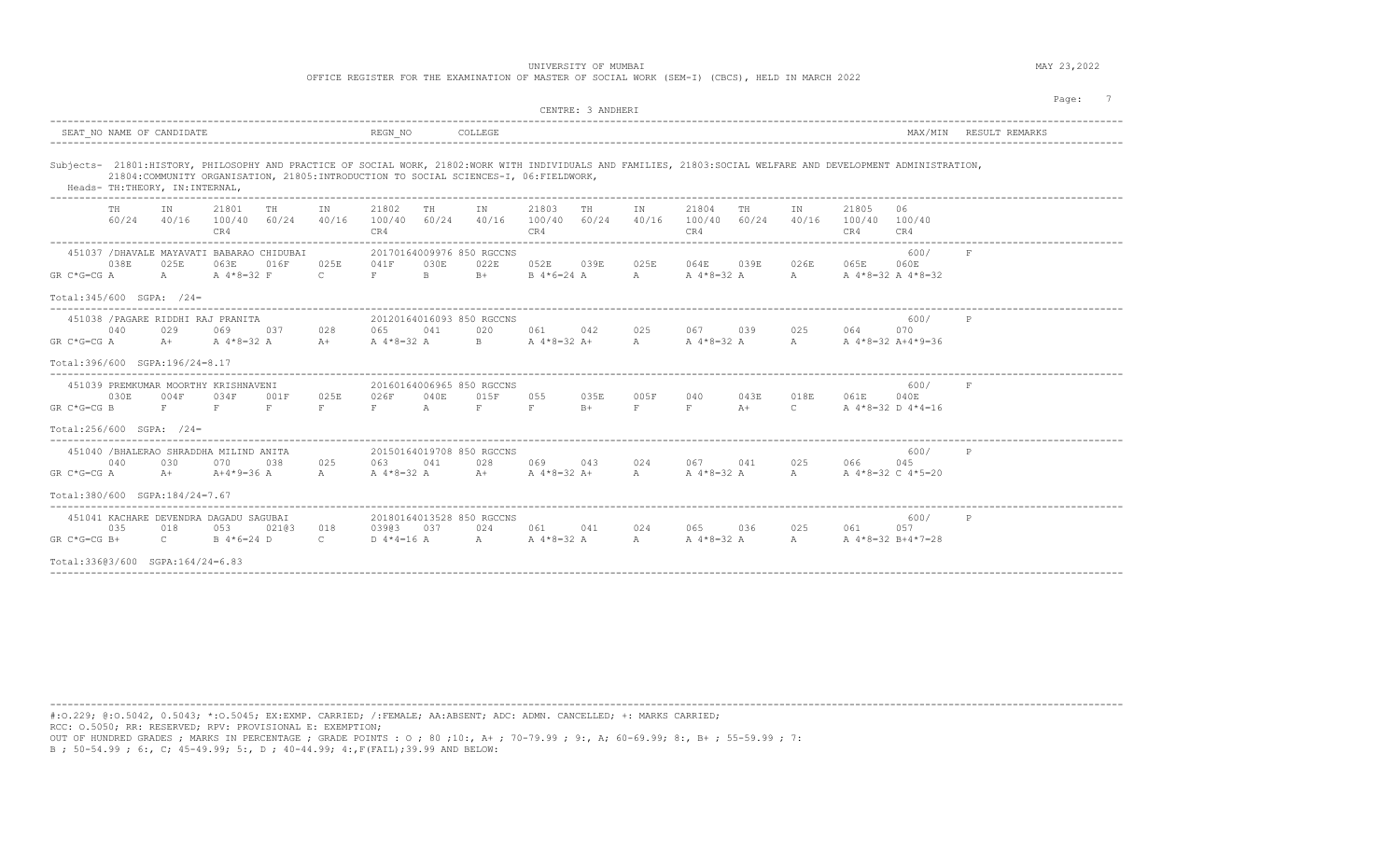UNIVERSITY OF MUMBAI

OFFICE REGISTER FOR THE EXAMINATION OF MASTER OF SOCIAL WORK (SEM-I) (CBCS), HELD IN MARCH 2022

MAY 23,2022

CENTRE: 3 ANDHERI

| SEAT_NO | NAME OF CANDIDATE | REGN_NO | COLLEGE | MAX/MIN | RESULT | REMARKS |
|---|---|---|---|---|---|---|

Subjects- 21801:HISTORY, PHILOSOPHY AND PRACTICE OF SOCIAL WORK, 21802:WORK WITH INDIVIDUALS AND FAMILIES, 21803:SOCIAL WELFARE AND DEVELOPMENT ADMINISTRATION, 21804:COMMUNITY ORGANISATION, 21805:INTRODUCTION TO SOCIAL SCIENCES-I, 06:FIELDWORK,

Heads- TH:THEORY, IN:INTERNAL,

| | TH 60/24 | IN 40/16 | 21801 100/40 CR4 | TH 60/24 | IN 40/16 | 21802 100/40 CR4 | TH 60/24 | IN 40/16 | 21803 100/40 CR4 | TH 60/24 | IN 40/16 | 21804 100/40 CR4 | TH 60/24 | IN 40/16 | 21805 100/40 CR4 | 06 100/40 CR4 | MAX/MIN | RESULT |
|---|---|---|---|---|---|---|---|---|---|---|---|---|---|---|---|---|---|---|
| 451037 /DHAVALE MAYAVATI BABARAO CHIDUBAI 20170164009976 850 RGCCNS | 038E | 025E | 063E | 016F | 025E | 041F | 030E | 022E | 052E | 039E | 025E | 064E | 039E | 026E | 065E | 060E | 600/ | F |
| GR C*G=CG | A | A | A 4*8=32 | F | C | F | B | B+ | B 4*6=24 | A | A | A 4*8=32 | A | A | A 4*8=32 | A 4*8=32 | | |
| Total:345/600 SGPA: /24= | | | | | | | | | | | | | | | | | | |
| 451038 /PAGARE RIDDHI RAJ PRANITA 20120164016093 850 RGCCNS | 040 | 029 | 069 | 037 | 028 | 065 | 041 | 020 | 061 | 042 | 025 | 067 | 039 | 025 | 064 | 070 | 600/ | P |
| GR C*G=CG | A | A+ | A 4*8=32 | A | A+ | A 4*8=32 | A | B | A 4*8=32 | A+ | A | A 4*8=32 | A | A | A 4*8=32 | A+4*9=36 | | |
| Total:396/600 SGPA:196/24=8.17 | | | | | | | | | | | | | | | | | | |
| 451039 PREMKUMAR MOORTHY KRISHNAVENI 20160164006965 850 RGCCNS | 030E | 004F | 034F | 001F | 025E | 026F | 040E | 015F | 055 | 035E | 005F | 040 | 043E | 018E | 061E | 040E | 600/ | F |
| GR C*G=CG | B | F | F | F | F | F | A | F | F | B+ | F | F | A+ | C | A 4*8=32 | D 4*4=16 | | |
| Total:256/600 SGPA: /24= | | | | | | | | | | | | | | | | | | |
| 451040 /BHALERAO SHRADDHA MILIND ANITA 20150164019708 850 RGCCNS | 040 | 030 | 070 | 038 | 025 | 063 | 041 | 028 | 069 | 043 | 024 | 067 | 041 | 025 | 066 | 045 | 600/ | P |
| GR C*G=CG | A | A+ | A+4*9=36 | A | A | A 4*8=32 | A | A+ | A 4*8=32 | A+ | A | A 4*8=32 | A | A | A 4*8=32 | C 4*5=20 | | |
| Total:380/600 SGPA:184/24=7.67 | | | | | | | | | | | | | | | | | | |
| 451041 KACHARE DEVENDRA DAGADU SAGUBAI 20180164013528 850 RGCCNS | 035 | 018 | 053 | 021@3 | 018 | 039@3 | 037 | 024 | 061 | 041 | 024 | 065 | 036 | 025 | 061 | 057 | 600/ | P |
| GR C*G=CG | B+ | C | B 4*6=24 | D | C | D 4*4=16 | A | A | A 4*8=32 | A | A | A 4*8=32 | A | A | A 4*8=32 | B+4*7=28 | | |
| Total:336@3/600 SGPA:164/24=6.83 | | | | | | | | | | | | | | | | | | |

#:O.229; @:O.5042, 0.5043; *:O.5045; EX:EXMP. CARRIED; /:FEMALE; AA:ABSENT; ADC: ADMN. CANCELLED; +: MARKS CARRIED;
RCC: O.5050; RR: RESERVED; RPV: PROVISIONAL E: EXEMPTION;
OUT OF HUNDRED GRADES ; MARKS IN PERCENTAGE ; GRADE POINTS : O ; 80 ;10:, A+ ; 70-79.99 ; 9:, A; 60-69.99; 8:, B+ ; 55-59.99 ; 7:
B ; 50-54.99 ; 6:, C; 45-49.99; 5:, D ; 40-44.99; 4:,F(FAIL);39.99 AND BELOW: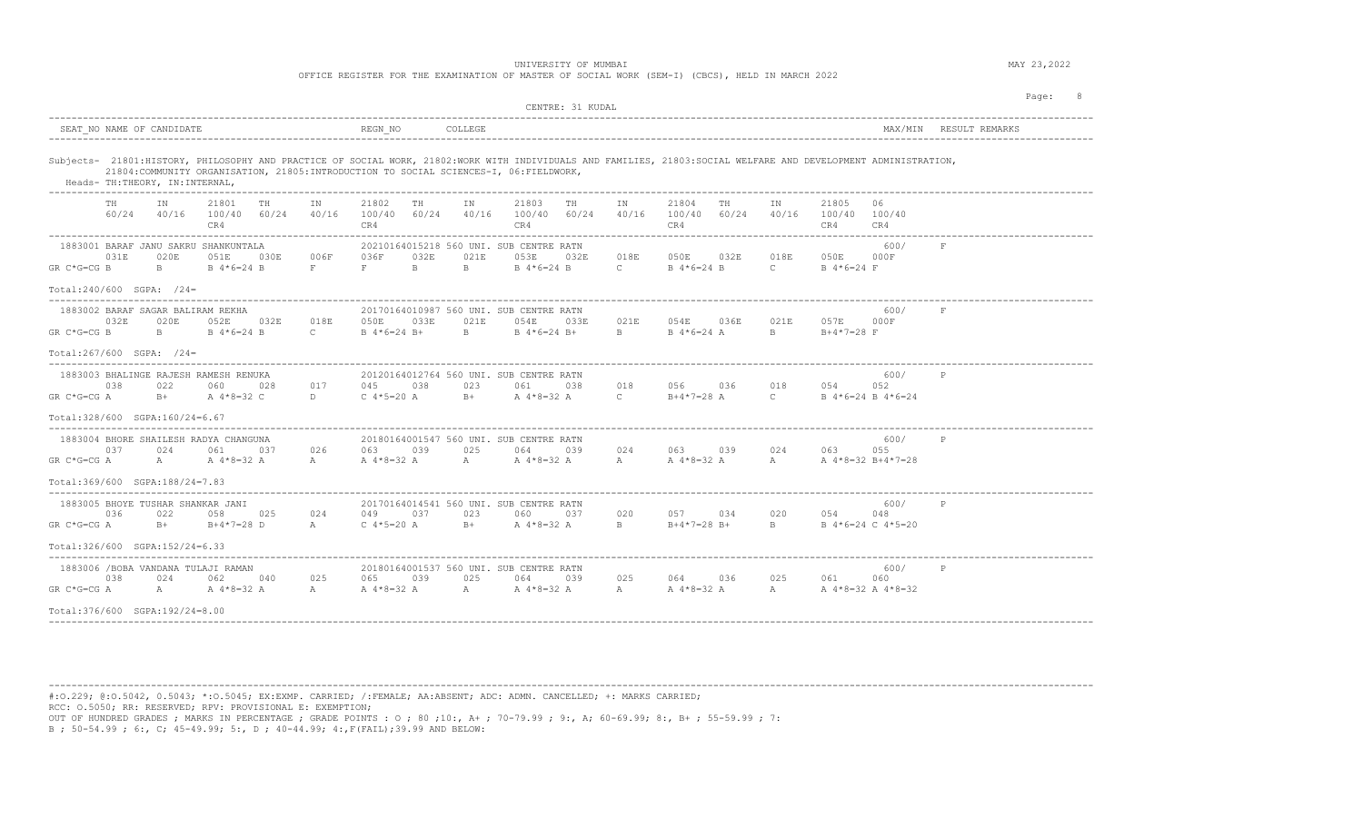UNIVERSITY OF MUMBAI

OFFICE REGISTER FOR THE EXAMINATION OF MASTER OF SOCIAL WORK (SEM-I) (CBCS), HELD IN MARCH 2022

MAY 23,2022

CENTRE: 31 KUDAL

| SEAT_NO | NAME OF CANDIDATE | REGN_NO | COLLEGE | MAX/MIN | RESULT | REMARKS |
|---|---|---|---|---|---|---|

Subjects- 21801:HISTORY, PHILOSOPHY AND PRACTICE OF SOCIAL WORK, 21802:WORK WITH INDIVIDUALS AND FAMILIES, 21803:SOCIAL WELFARE AND DEVELOPMENT ADMINISTRATION, 21804:COMMUNITY ORGANISATION, 21805:INTRODUCTION TO SOCIAL SCIENCES-I, 06:FIELDWORK,

Heads- TH:THEORY, IN:INTERNAL,

| | TH 60/24 | IN 40/16 | 21801 100/40 CR4 | TH 60/24 | IN 40/16 | 21802 100/40 CR4 | TH 60/24 | IN 40/16 | 21803 100/40 CR4 | TH 60/24 | IN 40/16 | 21804 100/40 CR4 | TH 60/24 | IN 40/16 | 21805 100/40 CR4 | 06 100/40 CR4 | MAX/MIN | RESULT |
|---|---|---|---|---|---|---|---|---|---|---|---|---|---|---|---|---|---|---|
| 1883001 BARAF JANU SAKRU SHANKUNTALA 20210164015218 560 UNI. SUB CENTRE RATN | 031E | 020E | 051E | 030E | 006F | 036F | 032E | 021E | 053E | 032E | 018E | 050E | 032E | 018E | 050E | 000F | 600/ | F |
| GR C*G=CG | B | B | B 4*6=24 | B | F | F | B | B | B 4*6=24 | B | C | B 4*6=24 | B | C | B 4*6=24 | F | | |
| Total:240/600 SGPA: /24= | | | | | | | | | | | | | | | | | | |
| 1883002 BARAF SAGAR BALIRAM REKHA 20170164010987 560 UNI. SUB CENTRE RATN | 032E | 020E | 052E | 032E | 018E | 050E | 033E | 021E | 054E | 033E | 021E | 054E | 036E | 021E | 057E | 000F | 600/ | F |
| GR C*G=CG | B | B | B 4*6=24 | B | C | B 4*6=24 | B+ | B | B 4*6=24 | B+ | B | B 4*6=24 | A | B | B+4*7=28 | F | | |
| Total:267/600 SGPA: /24= | | | | | | | | | | | | | | | | | | |
| 1883003 BHALINGE RAJESH RAMESH RENUKA 20120164012764 560 UNI. SUB CENTRE RATN | 038 | 022 | 060 | 028 | 017 | 045 | 038 | 023 | 061 | 038 | 018 | 056 | 036 | 018 | 054 | 052 | 600/ | P |
| GR C*G=CG | A | B+ | A 4*8=32 | C | D | C 4*5=20 | A | B+ | A 4*8=32 | A | C | B+4*7=28 | A | C | B 4*6=24 | B 4*6=24 | | |
| Total:328/600 SGPA:160/24=6.67 | | | | | | | | | | | | | | | | | | |
| 1883004 BHORE SHAILESH RADYA CHANGUNA 20180164001547 560 UNI. SUB CENTRE RATN | 037 | 024 | 061 | 037 | 026 | 063 | 039 | 025 | 064 | 039 | 024 | 063 | 039 | 024 | 063 | 055 | 600/ | P |
| GR C*G=CG | A | A | A 4*8=32 | A | A | A 4*8=32 | A | A | A 4*8=32 | A | A | A 4*8=32 | A | A | A 4*8=32 | B+4*7=28 | | |
| Total:369/600 SGPA:188/24=7.83 | | | | | | | | | | | | | | | | | | |
| 1883005 BHOYE TUSHAR SHANKAR JANI 20170164014541 560 UNI. SUB CENTRE RATN | 036 | 022 | 058 | 025 | 024 | 049 | 037 | 023 | 060 | 037 | 020 | 057 | 034 | 020 | 054 | 048 | 600/ | P |
| GR C*G=CG | A | B+ | B+4*7=28 | D | A | C 4*5=20 | A | B+ | A 4*8=32 | A | B | B+4*7=28 | B+ | B | B 4*6=24 | C 4*5=20 | | |
| Total:326/600 SGPA:152/24=6.33 | | | | | | | | | | | | | | | | | | |
| 1883006 /BOBA VANDANA TULAJI RAMAN 20180164001537 560 UNI. SUB CENTRE RATN | 038 | 024 | 062 | 040 | 025 | 065 | 039 | 025 | 064 | 039 | 025 | 064 | 036 | 025 | 061 | 060 | 600/ | P |
| GR C*G=CG | A | A | A 4*8=32 | A | A | A 4*8=32 | A | A | A 4*8=32 | A | A | A 4*8=32 | A | A | A 4*8=32 | A 4*8=32 | | |
| Total:376/600 SGPA:192/24=8.00 | | | | | | | | | | | | | | | | | | |

#:O.229; @:O.5042, 0.5043; *:O.5045; EX:EXMP. CARRIED; /:FEMALE; AA:ABSENT; ADC: ADMN. CANCELLED; +: MARKS CARRIED;
RCC: O.5050; RR: RESERVED; RPV: PROVISIONAL E: EXEMPTION;
OUT OF HUNDRED GRADES ; MARKS IN PERCENTAGE ; GRADE POINTS : O ; 80 ;10:, A+ ; 70-79.99 ; 9:, A; 60-69.99; 8:, B+ ; 55-59.99 ; 7:
B ; 50-54.99 ; 6:, C; 45-49.99; 5:, D ; 40-44.99; 4:,F(FAIL);39.99 AND BELOW: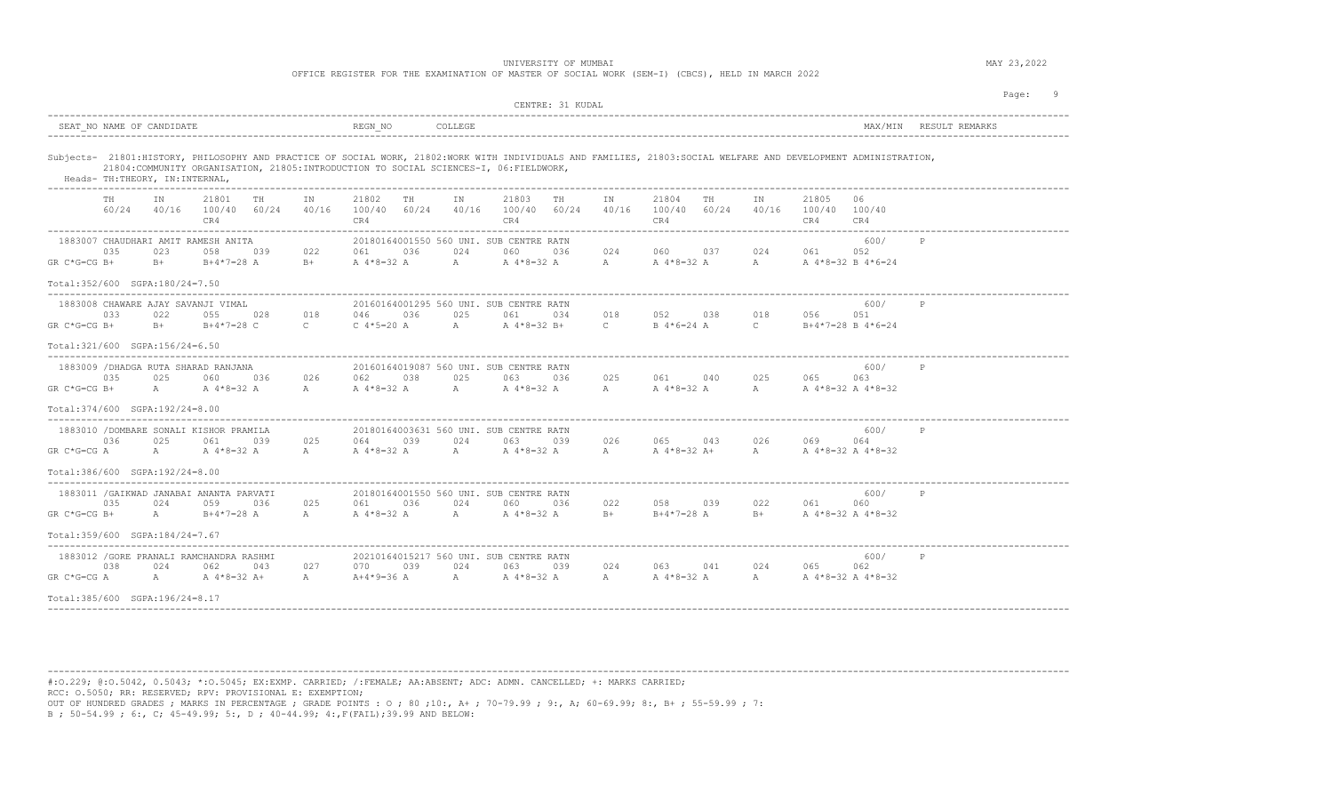UNIVERSITY OF MUMBAI

OFFICE REGISTER FOR THE EXAMINATION OF MASTER OF SOCIAL WORK (SEM-I) (CBCS), HELD IN MARCH 2022

MAY 23,2022

CENTRE: 31 KUDAL

| SEAT_NO NAME OF CANDIDATE | REGN_NO | COLLEGE | MAX/MIN | RESULT REMARKS |
|---|---|---|---|---|

Subjects- 21801:HISTORY, PHILOSOPHY AND PRACTICE OF SOCIAL WORK, 21802:WORK WITH INDIVIDUALS AND FAMILIES, 21803:SOCIAL WELFARE AND DEVELOPMENT ADMINISTRATION, 21804:COMMUNITY ORGANISATION, 21805:INTRODUCTION TO SOCIAL SCIENCES-I, 06:FIELDWORK,

Heads- TH:THEORY, IN:INTERNAL,

| | TH 60/24 | IN 40/16 | 21801 100/40 CR4 | TH 60/24 | IN 40/16 | 21802 100/40 CR4 | TH 60/24 | IN 40/16 | 21803 100/40 CR4 | TH 60/24 | IN 40/16 | 21804 100/40 CR4 | TH 60/24 | IN 40/16 | 21805 100/40 CR4 | 06 100/40 CR4 | | |
|---|---|---|---|---|---|---|---|---|---|---|---|---|---|---|---|---|---|---|
| 1883007 CHAUDHARI AMIT RAMESH ANITA | | | | | | 20180164001550 560 UNI. SUB CENTRE RATN | | | | | | | | | | | 600/ | P |
| | 035 | 023 | 058 | 039 | 022 | 061 | 036 | 024 | 060 | 036 | 024 | 060 | 037 | 024 | 061 | 052 | | |
| GR C*G=CG | B+ | B+ | B+4*7=28 | A | B+ | A 4*8=32 | A | A | A 4*8=32 | A | A | A 4*8=32 | A | A | A 4*8=32 | B 4*6=24 | | |
| Total:352/600 SGPA:180/24=7.50 | | | | | | | | | | | | | | | | | | |
| 1883008 CHAWARE AJAY SAVANJI VIMAL | | | | | | 20160164001295 560 UNI. SUB CENTRE RATN | | | | | | | | | | | 600/ | P |
| | 033 | 022 | 055 | 028 | 018 | 046 | 036 | 025 | 061 | 034 | 018 | 052 | 038 | 018 | 056 | 051 | | |
| GR C*G=CG | B+ | B+ | B+4*7=28 | C | C | C 4*5=20 | A | A | A 4*8=32 | B+ | C | B 4*6=24 | A | C | B+4*7=28 | B 4*6=24 | | |
| Total:321/600 SGPA:156/24=6.50 | | | | | | | | | | | | | | | | | | |
| 1883009 /DHADGA RUTA SHARAD RANJANA | | | | | | 20160164019087 560 UNI. SUB CENTRE RATN | | | | | | | | | | | 600/ | P |
| | 035 | 025 | 060 | 036 | 026 | 062 | 038 | 025 | 063 | 036 | 025 | 061 | 040 | 025 | 065 | 063 | | |
| GR C*G=CG | B+ | A | A 4*8=32 | A | A | A 4*8=32 | A | A | A 4*8=32 | A | A | A 4*8=32 | A | A | A 4*8=32 | A 4*8=32 | | |
| Total:374/600 SGPA:192/24=8.00 | | | | | | | | | | | | | | | | | | |
| 1883010 /DOMBARE SONALI KISHOR PRAMILA | | | | | | 20180164003631 560 UNI. SUB CENTRE RATN | | | | | | | | | | | 600/ | P |
| | 036 | 025 | 061 | 039 | 025 | 064 | 039 | 024 | 063 | 039 | 026 | 065 | 043 | 026 | 069 | 064 | | |
| GR C*G=CG | A | A | A 4*8=32 | A | A | A 4*8=32 | A | A | A 4*8=32 | A | A | A 4*8=32 | A+ | A | A 4*8=32 | A 4*8=32 | | |
| Total:386/600 SGPA:192/24=8.00 | | | | | | | | | | | | | | | | | | |
| 1883011 /GAIKWAD JANABAI ANANTA PARVATI | | | | | | 20180164001550 560 UNI. SUB CENTRE RATN | | | | | | | | | | | 600/ | P |
| | 035 | 024 | 059 | 036 | 025 | 061 | 036 | 024 | 060 | 036 | 022 | 058 | 039 | 022 | 061 | 060 | | |
| GR C*G=CG | B+ | A | B+4*7=28 | A | A | A 4*8=32 | A | A | A 4*8=32 | A | B+ | B+4*7=28 | A | B+ | A 4*8=32 | A 4*8=32 | | |
| Total:359/600 SGPA:184/24=7.67 | | | | | | | | | | | | | | | | | | |
| 1883012 /GORE PRANALI RAMCHANDRA RASHMI | | | | | | 20210164015217 560 UNI. SUB CENTRE RATN | | | | | | | | | | | 600/ | P |
| | 038 | 024 | 062 | 043 | 027 | 070 | 039 | 024 | 063 | 039 | 024 | 063 | 041 | 024 | 065 | 062 | | |
| GR C*G=CG | A | A | A 4*8=32 | A+ | A | A+4*9=36 | A | A | A 4*8=32 | A | A | A 4*8=32 | A | A | A 4*8=32 | A 4*8=32 | | |
| Total:385/600 SGPA:196/24=8.17 | | | | | | | | | | | | | | | | | | |

#:O.229; @:O.5042, 0.5043; *:O.5045; EX:EXMP. CARRIED; /:FEMALE; AA:ABSENT; ADC: ADMN. CANCELLED; +: MARKS CARRIED;
RCC: O.5050; RR: RESERVED; RPV: PROVISIONAL E: EXEMPTION;
OUT OF HUNDRED GRADES ; MARKS IN PERCENTAGE ; GRADE POINTS : O ; 80 ;10:, A+ ; 70-79.99 ; 9:, A; 60-69.99; 8:, B+ ; 55-59.99 ; 7:
B ; 50-54.99 ; 6:, C; 45-49.99; 5:, D ; 40-44.99; 4:,F(FAIL);39.99 AND BELOW: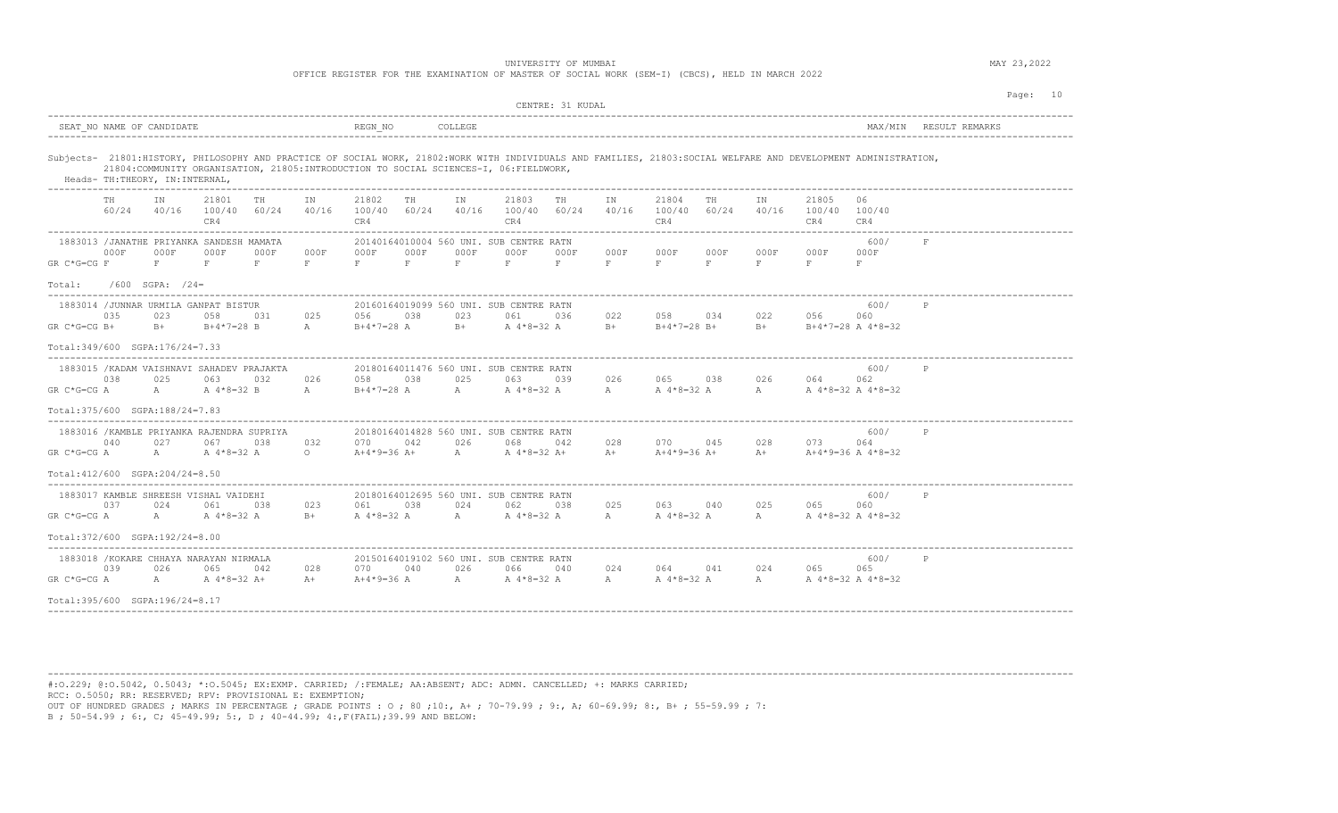UNIVERSITY OF MUMBAI

OFFICE REGISTER FOR THE EXAMINATION OF MASTER OF SOCIAL WORK (SEM-I) (CBCS), HELD IN MARCH 2022

MAY 23,2022

CENTRE: 31 KUDAL

| SEAT_NO | NAME OF CANDIDATE | REGN_NO | COLLEGE | MAX/MIN | RESULT | REMARKS |
|---|---|---|---|---|---|---|

Subjects- 21801:HISTORY, PHILOSOPHY AND PRACTICE OF SOCIAL WORK, 21802:WORK WITH INDIVIDUALS AND FAMILIES, 21803:SOCIAL WELFARE AND DEVELOPMENT ADMINISTRATION, 21804:COMMUNITY ORGANISATION, 21805:INTRODUCTION TO SOCIAL SCIENCES-I, 06:FIELDWORK,

Heads- TH:THEORY, IN:INTERNAL,

| | TH 60/24 | IN 40/16 | 21801 100/40 CR4 | TH 60/24 | IN 40/16 | 21802 100/40 CR4 | TH 60/24 | IN 40/16 | 21803 100/40 CR4 | TH 60/24 | IN 40/16 | 21804 100/40 CR4 | TH 60/24 | IN 40/16 | 21805 100/40 CR4 | 06 100/40 CR4 |
|---|---|---|---|---|---|---|---|---|---|---|---|---|---|---|---|---|

**1883013 /JANATHE PRIYANKA SANDESH MAMATA** — 20140164010004 — 560 UNI. SUB CENTRE RATN — 600/ — F

| | | | | | | | | | | | | | | | | |
|---|---|---|---|---|---|---|---|---|---|---|---|---|---|---|---|---|
| | 000F | 000F | 000F | 000F | 000F | 000F | 000F | 000F | 000F | 000F | 000F | 000F | 000F | 000F | 000F | 000F |
| GR C*G=CG | F | F | F | F | F | F | F | F | F | F | F | F | F | F | F | F |

Total: /600 SGPA: /24=

**1883014 /JUNNAR URMILA GANPAT BISTUR** — 20160164019099 — 560 UNI. SUB CENTRE RATN — 600/ — P

| | | | | | | | | | | | | | | | | |
|---|---|---|---|---|---|---|---|---|---|---|---|---|---|---|---|---|
| | 035 | 023 | 058 | 031 | 025 | 056 | 038 | 023 | 061 | 036 | 022 | 058 | 034 | 022 | 056 | 060 |
| GR C*G=CG | B+ | B+ | B+4*7=28 | B | A | B+4*7=28 | A | B+ | A 4*8=32 | A | B+ | B+4*7=28 | B+ | B+ | B+4*7=28 | A 4*8=32 |

Total:349/600 SGPA:176/24=7.33

**1883015 /KADAM VAISHNAVI SAHADEV PRAJAKTA** — 20180164011476 — 560 UNI. SUB CENTRE RATN — 600/ — P

| | | | | | | | | | | | | | | | | |
|---|---|---|---|---|---|---|---|---|---|---|---|---|---|---|---|---|
| | 038 | 025 | 063 | 032 | 026 | 058 | 038 | 025 | 063 | 039 | 026 | 065 | 038 | 026 | 064 | 062 |
| GR C*G=CG | A | A | A 4*8=32 | B | A | B+4*7=28 | A | A | A 4*8=32 | A | A | A 4*8=32 | A | A | A 4*8=32 | A 4*8=32 |

Total:375/600 SGPA:188/24=7.83

**1883016 /KAMBLE PRIYANKA RAJENDRA SUPRIYA** — 20180164014828 — 560 UNI. SUB CENTRE RATN — 600/ — P

| | | | | | | | | | | | | | | | | |
|---|---|---|---|---|---|---|---|---|---|---|---|---|---|---|---|---|
| | 040 | 027 | 067 | 038 | 032 | 070 | 042 | 026 | 068 | 042 | 028 | 070 | 045 | 028 | 073 | 064 |
| GR C*G=CG | A | A | A 4*8=32 | A | O | A+4*9=36 | A+ | A | A 4*8=32 | A+ | A+ | A+4*9=36 | A+ | A+ | A+4*9=36 | A 4*8=32 |

Total:412/600 SGPA:204/24=8.50

**1883017 KAMBLE SHREESH VISHAL VAIDEHI** — 20180164012695 — 560 UNI. SUB CENTRE RATN — 600/ — P

| | | | | | | | | | | | | | | | | |
|---|---|---|---|---|---|---|---|---|---|---|---|---|---|---|---|---|
| | 037 | 024 | 061 | 038 | 023 | 061 | 038 | 024 | 062 | 038 | 025 | 063 | 040 | 025 | 065 | 060 |
| GR C*G=CG | A | A | A 4*8=32 | A | B+ | A 4*8=32 | A | A | A 4*8=32 | A | A | A 4*8=32 | A | A | A 4*8=32 | A 4*8=32 |

Total:372/600 SGPA:192/24=8.00

**1883018 /KOKARE CHHAYA NARAYAN NIRMALA** — 20150164019102 — 560 UNI. SUB CENTRE RATN — 600/ — P

| | | | | | | | | | | | | | | | | |
|---|---|---|---|---|---|---|---|---|---|---|---|---|---|---|---|---|
| | 039 | 026 | 065 | 042 | 028 | 070 | 040 | 026 | 066 | 040 | 024 | 064 | 041 | 024 | 065 | 065 |
| GR C*G=CG | A | A | A 4*8=32 | A+ | A+ | A+4*9=36 | A | A | A 4*8=32 | A | A | A 4*8=32 | A | A | A 4*8=32 | A 4*8=32 |

Total:395/600 SGPA:196/24=8.17

#:O.229; @:O.5042, 0.5043; *:O.5045; EX:EXMP. CARRIED; /:FEMALE; AA:ABSENT; ADC: ADMN. CANCELLED; +: MARKS CARRIED;
RCC: O.5050; RR: RESERVED; RPV: PROVISIONAL E: EXEMPTION;
OUT OF HUNDRED GRADES ; MARKS IN PERCENTAGE ; GRADE POINTS : O ; 80 ;10:, A+ ; 70-79.99 ; 9:, A; 60-69.99; 8:, B+ ; 55-59.99 ; 7:
B ; 50-54.99 ; 6:, C; 45-49.99; 5:, D ; 40-44.99; 4:,F(FAIL);39.99 AND BELOW: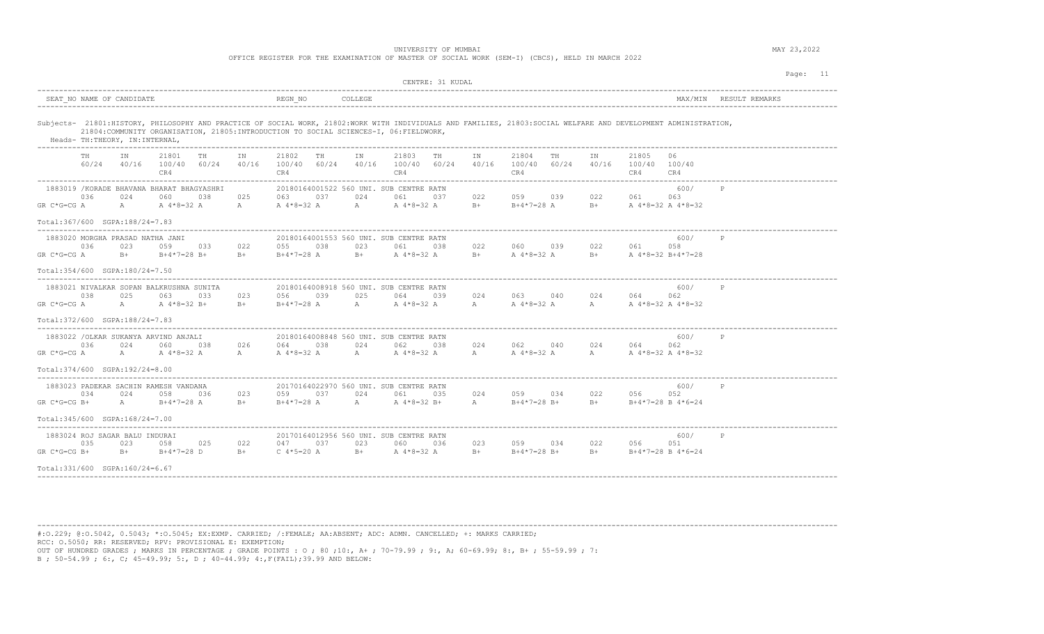UNIVERSITY OF MUMBAI

OFFICE REGISTER FOR THE EXAMINATION OF MASTER OF SOCIAL WORK (SEM-I) (CBCS), HELD IN MARCH 2022

MAY 23,2022

CENTRE: 31 KUDAL

| SEAT_NO NAME OF CANDIDATE | REGN_NO | COLLEGE | MAX/MIN | RESULT REMARKS |
|---|---|---|---|---|

Subjects- 21801:HISTORY, PHILOSOPHY AND PRACTICE OF SOCIAL WORK, 21802:WORK WITH INDIVIDUALS AND FAMILIES, 21803:SOCIAL WELFARE AND DEVELOPMENT ADMINISTRATION, 21804:COMMUNITY ORGANISATION, 21805:INTRODUCTION TO SOCIAL SCIENCES-I, 06:FIELDWORK,

Heads- TH:THEORY, IN:INTERNAL,

| | TH 60/24 | IN 40/16 | 21801 100/40 CR4 | TH 60/24 | IN 40/16 | 21802 100/40 CR4 | TH 60/24 | IN 40/16 | 21803 100/40 CR4 | TH 60/24 | IN 40/16 | 21804 100/40 CR4 | TH 60/24 | IN 40/16 | 21805 100/40 CR4 | 06 100/40 CR4 | | |
|---|---|---|---|---|---|---|---|---|---|---|---|---|---|---|---|---|---|---|
| 1883019 /KORADE BHAVANA BHARAT BHAGYASHRI | | | | | | 20180164001522 560 UNI. SUB CENTRE RATN | | | | | | | | | | | 600/ | P |
| | 036 | 024 | 060 | 038 | 025 | 063 | 037 | 024 | 061 | 037 | 022 | 059 | 039 | 022 | 061 | 063 | | |
| GR C*G=CG | A | A | A 4*8=32 | A | A | A 4*8=32 | A | A | A 4*8=32 | A | B+ | B+4*7=28 | A | B+ | A 4*8=32 | A 4*8=32 | | |
| Total:367/600 SGPA:188/24=7.83 | | | | | | | | | | | | | | | | | | |
| 1883020 MORGHA PRASAD NATHA JANI | | | | | | 20180164001553 560 UNI. SUB CENTRE RATN | | | | | | | | | | | 600/ | P |
| | 036 | 023 | 059 | 033 | 022 | 055 | 038 | 023 | 061 | 038 | 022 | 060 | 039 | 022 | 061 | 058 | | |
| GR C*G=CG | A | B+ | B+4*7=28 | B+ | B+ | B+4*7=28 | A | B+ | A 4*8=32 | A | B+ | A 4*8=32 | A | B+ | A 4*8=32 | B+4*7=28 | | |
| Total:354/600 SGPA:180/24=7.50 | | | | | | | | | | | | | | | | | | |
| 1883021 NIVALKAR SOPAN BALKRUSHNA SUNITA | | | | | | 20180164008918 560 UNI. SUB CENTRE RATN | | | | | | | | | | | 600/ | P |
| | 038 | 025 | 063 | 033 | 023 | 056 | 039 | 025 | 064 | 039 | 024 | 063 | 040 | 024 | 064 | 062 | | |
| GR C*G=CG | A | A | A 4*8=32 | B+ | B+ | B+4*7=28 | A | A | A 4*8=32 | A | A | A 4*8=32 | A | A | A 4*8=32 | A 4*8=32 | | |
| Total:372/600 SGPA:188/24=7.83 | | | | | | | | | | | | | | | | | | |
| 1883022 /OLKAR SUKANYA ARVIND ANJALI | | | | | | 20180164008848 560 UNI. SUB CENTRE RATN | | | | | | | | | | | 600/ | P |
| | 036 | 024 | 060 | 038 | 026 | 064 | 038 | 024 | 062 | 038 | 024 | 062 | 040 | 024 | 064 | 062 | | |
| GR C*G=CG | A | A | A 4*8=32 | A | A | A 4*8=32 | A | A | A 4*8=32 | A | A | A 4*8=32 | A | A | A 4*8=32 | A 4*8=32 | | |
| Total:374/600 SGPA:192/24=8.00 | | | | | | | | | | | | | | | | | | |
| 1883023 PADEKAR SACHIN RAMESH VANDANA | | | | | | 20170164022970 560 UNI. SUB CENTRE RATN | | | | | | | | | | | 600/ | P |
| | 034 | 024 | 058 | 036 | 023 | 059 | 037 | 024 | 061 | 035 | 024 | 059 | 034 | 022 | 056 | 052 | | |
| GR C*G=CG | B+ | A | B+4*7=28 | A | B+ | B+4*7=28 | A | A | A 4*8=32 | B+ | A | B+4*7=28 | B+ | B+ | B+4*7=28 | B 4*6=24 | | |
| Total:345/600 SGPA:168/24=7.00 | | | | | | | | | | | | | | | | | | |
| 1883024 ROJ SAGAR BALU INDURAI | | | | | | 20170164012956 560 UNI. SUB CENTRE RATN | | | | | | | | | | | 600/ | P |
| | 035 | 023 | 058 | 025 | 022 | 047 | 037 | 023 | 060 | 036 | 023 | 059 | 034 | 022 | 056 | 051 | | |
| GR C*G=CG | B+ | B+ | B+4*7=28 | D | B+ | C 4*5=20 | A | B+ | A 4*8=32 | A | B+ | B+4*7=28 | B+ | B+ | B+4*7=28 | B 4*6=24 | | |
| Total:331/600 SGPA:160/24=6.67 | | | | | | | | | | | | | | | | | | |

#:O.229; @:O.5042, 0.5043; *:O.5045; EX:EXMP. CARRIED; /:FEMALE; AA:ABSENT; ADC: ADMN. CANCELLED; +: MARKS CARRIED;
RCC: O.5050; RR: RESERVED; RPV: PROVISIONAL E: EXEMPTION;
OUT OF HUNDRED GRADES ; MARKS IN PERCENTAGE ; GRADE POINTS : O ; 80 ;10:, A+ ; 70-79.99 ; 9:, A; 60-69.99; 8:, B+ ; 55-59.99 ; 7:
B ; 50-54.99 ; 6:, C; 45-49.99; 5:, D ; 40-44.99; 4:,F(FAIL);39.99 AND BELOW: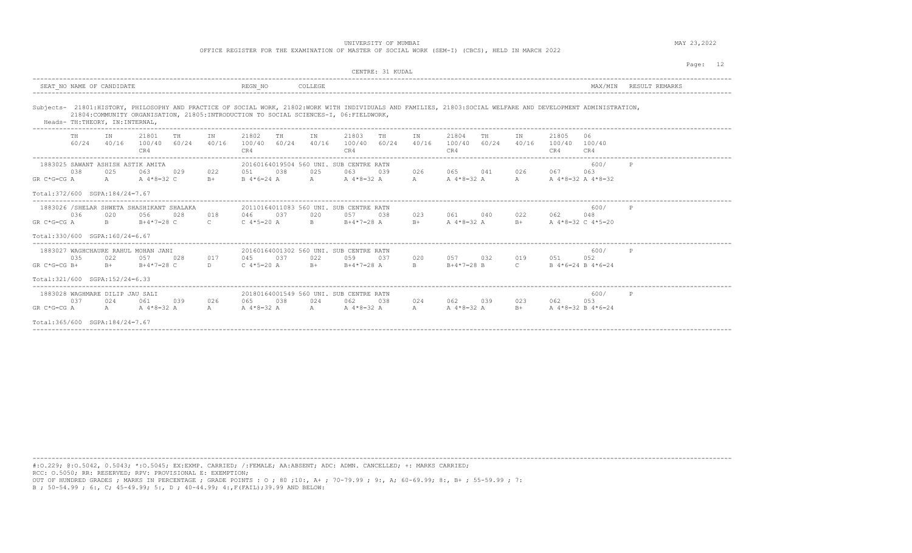UNIVERSITY OF MUMBAI

OFFICE REGISTER FOR THE EXAMINATION OF MASTER OF SOCIAL WORK (SEM-I) (CBCS), HELD IN MARCH 2022

MAY 23,2022

CENTRE: 31 KUDAL

| SEAT_NO | NAME OF CANDIDATE | REGN_NO | COLLEGE | MAX/MIN | RESULT | REMARKS |
|---|---|---|---|---|---|---|

Subjects- 21801:HISTORY, PHILOSOPHY AND PRACTICE OF SOCIAL WORK, 21802:WORK WITH INDIVIDUALS AND FAMILIES, 21803:SOCIAL WELFARE AND DEVELOPMENT ADMINISTRATION, 21804:COMMUNITY ORGANISATION, 21805:INTRODUCTION TO SOCIAL SCIENCES-I, 06:FIELDWORK,

Heads- TH:THEORY, IN:INTERNAL,

| | TH 60/24 | IN 40/16 | 21801 100/40 CR4 | TH 60/24 | IN 40/16 | 21802 100/40 CR4 | TH 60/24 | IN 40/16 | 21803 100/40 CR4 | TH 60/24 | IN 40/16 | 21804 100/40 CR4 | TH 60/24 | IN 40/16 | 21805 100/40 CR4 | 06 100/40 CR4 | MAX/MIN | RESULT |
|---|---|---|---|---|---|---|---|---|---|---|---|---|---|---|---|---|---|---|
| 1883025 SAWANT ASHISH ASTIK AMITA | | | | | | 20160164019504 560 UNI. SUB CENTRE RATN | | | | | | | | | | | 600/ | P |
| | 038 | 025 | 063 | 029 | 022 | 051 | 038 | 025 | 063 | 039 | 026 | 065 | 041 | 026 | 067 | 063 | | |
| GR C*G=CG | A | A | A 4*8=32 | C | B+ | B 4*6=24 | A | A | A 4*8=32 | A | A | A 4*8=32 | A | A | A 4*8=32 | A 4*8=32 | | |
| Total:372/600 SGPA:184/24=7.67 | | | | | | | | | | | | | | | | | | |
| 1883026 /SHELAR SHWETA SHASHIKANT SHALAKA | | | | | | 20110164011083 560 UNI. SUB CENTRE RATN | | | | | | | | | | | 600/ | P |
| | 036 | 020 | 056 | 028 | 018 | 046 | 037 | 020 | 057 | 038 | 023 | 061 | 040 | 022 | 062 | 048 | | |
| GR C*G=CG | A | B | B+4*7=28 | C | C | C 4*5=20 | A | B | B+4*7=28 | A | B+ | A 4*8=32 | A | B+ | A 4*8=32 | C 4*5=20 | | |
| Total:330/600 SGPA:160/24=6.67 | | | | | | | | | | | | | | | | | | |
| 1883027 WAGHCHAURE RAHUL MOHAN JANI | | | | | | 20160164001302 560 UNI. SUB CENTRE RATN | | | | | | | | | | | 600/ | P |
| | 035 | 022 | 057 | 028 | 017 | 045 | 037 | 022 | 059 | 037 | 020 | 057 | 032 | 019 | 051 | 052 | | |
| GR C*G=CG | B+ | B+ | B+4*7=28 | C | D | C 4*5=20 | A | B+ | B+4*7=28 | A | B | B+4*7=28 | B | C | B 4*6=24 | B 4*6=24 | | |
| Total:321/600 SGPA:152/24=6.33 | | | | | | | | | | | | | | | | | | |
| 1883028 WAGHMARE DILIP JAU SALI | | | | | | 20180164001549 560 UNI. SUB CENTRE RATN | | | | | | | | | | | 600/ | P |
| | 037 | 024 | 061 | 039 | 026 | 065 | 038 | 024 | 062 | 038 | 024 | 062 | 039 | 023 | 062 | 053 | | |
| GR C*G=CG | A | A | A 4*8=32 | A | A | A 4*8=32 | A | A | A 4*8=32 | A | A | A 4*8=32 | A | B+ | A 4*8=32 | B 4*6=24 | | |
| Total:365/600 SGPA:184/24=7.67 | | | | | | | | | | | | | | | | | | |

#:O.229; @:O.5042, 0.5043; *:O.5045; EX:EXMP. CARRIED; /:FEMALE; AA:ABSENT; ADC: ADMN. CANCELLED; +: MARKS CARRIED;
RCC: O.5050; RR: RESERVED; RPV: PROVISIONAL E: EXEMPTION;
OUT OF HUNDRED GRADES ; MARKS IN PERCENTAGE ; GRADE POINTS : O ; 80 ;10:, A+ ; 70-79.99 ; 9:, A; 60-69.99; 8:, B+ ; 55-59.99 ; 7:
B ; 50-54.99 ; 6:, C; 45-49.99; 5:, D ; 40-44.99; 4:,F(FAIL);39.99 AND BELOW: